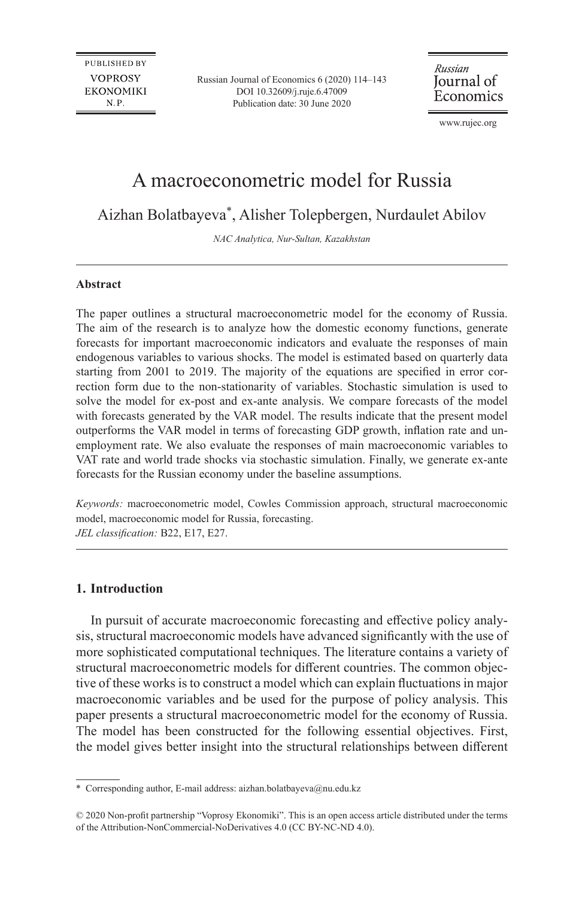# A macroeconometric model for Russia

Aizhan Bolatbayeva[*], Alisher Tolepbergen, Nurdaulet Abilov

*NAC Analytica, Nur-Sultan, Kazakhstan*

---

**Abstract**

The paper outlines a structural macroeconometric model for the economy of Russia. The aim of the research is to analyze how the domestic economy functions, generate forecasts for important macroeconomic indicators and evaluate the responses of main endogenous variables to various shocks. The model is estimated based on quarterly data starting from 2001 to 2019. The majority of the equations are specified in error correction form due to the non-stationarity of variables. Stochastic simulation is used to solve the model for ex-post and ex-ante analysis. We compare forecasts of the model with forecasts generated by the VAR model. The results indicate that the present model outperforms the VAR model in terms of forecasting GDP growth, inflation rate and unemployment rate. We also evaluate the responses of main macroeconomic variables to VAT rate and world trade shocks via stochastic simulation. Finally, we generate ex-ante forecasts for the Russian economy under the baseline assumptions.

*Keywords:* macroeconometric model, Cowles Commission approach, structural macroeconomic model, macroeconomic model for Russia, forecasting.
*JEL classification:* B22, E17, E27.

---

## 1. Introduction

In pursuit of accurate macroeconomic forecasting and effective policy analysis, structural macroeconomic models have advanced significantly with the use of more sophisticated computational techniques. The literature contains a variety of structural macroeconometric models for different countries. The common objective of these works is to construct a model which can explain fluctuations in major macroeconomic variables and be used for the purpose of policy analysis. This paper presents a structural macroeconometric model for the economy of Russia. The model has been constructed for the following essential objectives. First, the model gives better insight into the structural relationships between different

---

[*] Corresponding author, E-mail address: aizhan.bolatbayeva@nu.edu.kz

© 2020 Non-profit partnership "Voprosy Ekonomiki". This is an open access article distributed under the terms of the Attribution-NonCommercial-NoDerivatives 4.0 (CC BY-NC-ND 4.0).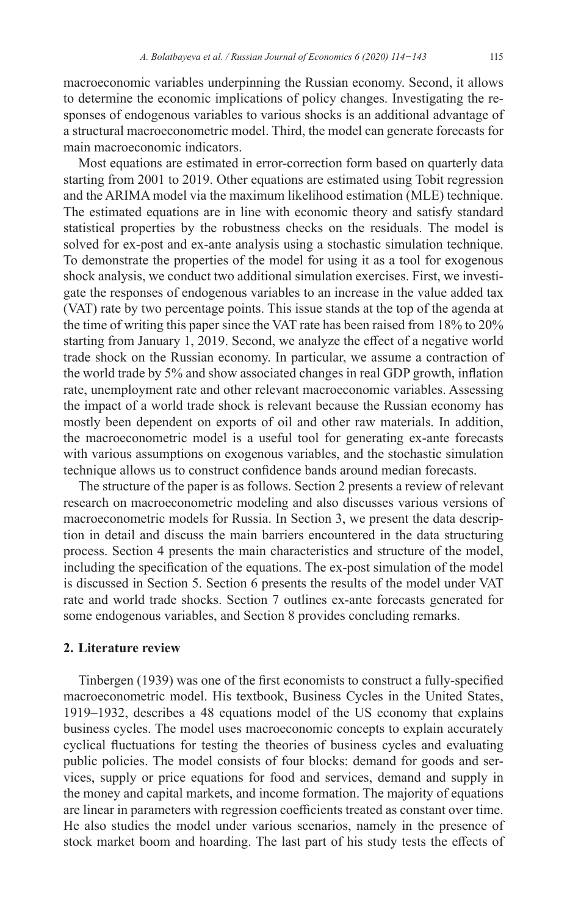macroeconomic variables underpinning the Russian economy. Second, it allows to determine the economic implications of policy changes. Investigating the responses of endogenous variables to various shocks is an additional advantage of a structural macroeconometric model. Third, the model can generate forecasts for main macroeconomic indicators.

Most equations are estimated in error-correction form based on quarterly data starting from 2001 to 2019. Other equations are estimated using Tobit regression and the ARIMA model via the maximum likelihood estimation (MLE) technique. The estimated equations are in line with economic theory and satisfy standard statistical properties by the robustness checks on the residuals. The model is solved for ex-post and ex-ante analysis using a stochastic simulation technique. To demonstrate the properties of the model for using it as a tool for exogenous shock analysis, we conduct two additional simulation exercises. First, we investigate the responses of endogenous variables to an increase in the value added tax (VAT) rate by two percentage points. This issue stands at the top of the agenda at the time of writing this paper since the VAT rate has been raised from 18% to 20% starting from January 1, 2019. Second, we analyze the effect of a negative world trade shock on the Russian economy. In particular, we assume a contraction of the world trade by 5% and show associated changes in real GDP growth, inflation rate, unemployment rate and other relevant macroeconomic variables. Assessing the impact of a world trade shock is relevant because the Russian economy has mostly been dependent on exports of oil and other raw materials. In addition, the macroeconometric model is a useful tool for generating ex-ante forecasts with various assumptions on exogenous variables, and the stochastic simulation technique allows us to construct confidence bands around median forecasts.

The structure of the paper is as follows. Section 2 presents a review of relevant research on macroeconometric modeling and also discusses various versions of macroeconometric models for Russia. In Section 3, we present the data description in detail and discuss the main barriers encountered in the data structuring process. Section 4 presents the main characteristics and structure of the model, including the specification of the equations. The ex-post simulation of the model is discussed in Section 5. Section 6 presents the results of the model under VAT rate and world trade shocks. Section 7 outlines ex-ante forecasts generated for some endogenous variables, and Section 8 provides concluding remarks.

## 2. Literature review

Tinbergen (1939) was one of the first economists to construct a fully-specified macroeconometric model. His textbook, Business Cycles in the United States, 1919–1932, describes a 48 equations model of the US economy that explains business cycles. The model uses macroeconomic concepts to explain accurately cyclical fluctuations for testing the theories of business cycles and evaluating public policies. The model consists of four blocks: demand for goods and services, supply or price equations for food and services, demand and supply in the money and capital markets, and income formation. The majority of equations are linear in parameters with regression coefficients treated as constant over time. He also studies the model under various scenarios, namely in the presence of stock market boom and hoarding. The last part of his study tests the effects of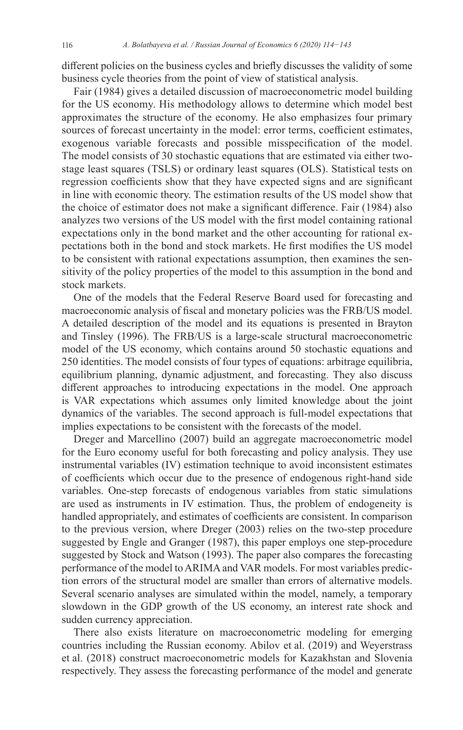different policies on the business cycles and briefly discusses the validity of some business cycle theories from the point of view of statistical analysis.

Fair (1984) gives a detailed discussion of macroeconometric model building for the US economy. His methodology allows to determine which model best approximates the structure of the economy. He also emphasizes four primary sources of forecast uncertainty in the model: error terms, coefficient estimates, exogenous variable forecasts and possible misspecification of the model. The model consists of 30 stochastic equations that are estimated via either two-stage least squares (TSLS) or ordinary least squares (OLS). Statistical tests on regression coefficients show that they have expected signs and are significant in line with economic theory. The estimation results of the US model show that the choice of estimator does not make a significant difference. Fair (1984) also analyzes two versions of the US model with the first model containing rational expectations only in the bond market and the other accounting for rational expectations both in the bond and stock markets. He first modifies the US model to be consistent with rational expectations assumption, then examines the sensitivity of the policy properties of the model to this assumption in the bond and stock markets.

One of the models that the Federal Reserve Board used for forecasting and macroeconomic analysis of fiscal and monetary policies was the FRB/US model. A detailed description of the model and its equations is presented in Brayton and Tinsley (1996). The FRB/US is a large-scale structural macroeconometric model of the US economy, which contains around 50 stochastic equations and 250 identities. The model consists of four types of equations: arbitrage equilibria, equilibrium planning, dynamic adjustment, and forecasting. They also discuss different approaches to introducing expectations in the model. One approach is VAR expectations which assumes only limited knowledge about the joint dynamics of the variables. The second approach is full-model expectations that implies expectations to be consistent with the forecasts of the model.

Dreger and Marcellino (2007) build an aggregate macroeconometric model for the Euro economy useful for both forecasting and policy analysis. They use instrumental variables (IV) estimation technique to avoid inconsistent estimates of coefficients which occur due to the presence of endogenous right-hand side variables. One-step forecasts of endogenous variables from static simulations are used as instruments in IV estimation. Thus, the problem of endogeneity is handled appropriately, and estimates of coefficients are consistent. In comparison to the previous version, where Dreger (2003) relies on the two-step procedure suggested by Engle and Granger (1987), this paper employs one step-procedure suggested by Stock and Watson (1993). The paper also compares the forecasting performance of the model to ARIMA and VAR models. For most variables prediction errors of the structural model are smaller than errors of alternative models. Several scenario analyses are simulated within the model, namely, a temporary slowdown in the GDP growth of the US economy, an interest rate shock and sudden currency appreciation.

There also exists literature on macroeconometric modeling for emerging countries including the Russian economy. Abilov et al. (2019) and Weyerstrass et al. (2018) construct macroeconometric models for Kazakhstan and Slovenia respectively. They assess the forecasting performance of the model and generate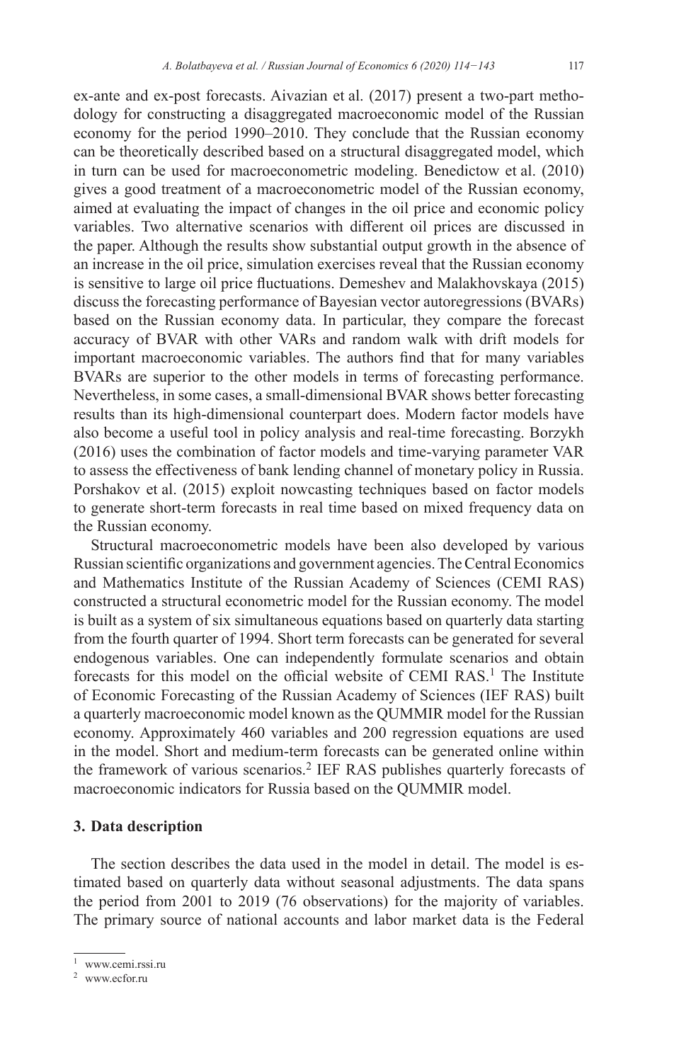ex-ante and ex-post forecasts. Aivazian et al. (2017) present a two-part methodology for constructing a disaggregated macroeconomic model of the Russian economy for the period 1990–2010. They conclude that the Russian economy can be theoretically described based on a structural disaggregated model, which in turn can be used for macroeconometric modeling. Benedictow et al. (2010) gives a good treatment of a macroeconometric model of the Russian economy, aimed at evaluating the impact of changes in the oil price and economic policy variables. Two alternative scenarios with different oil prices are discussed in the paper. Although the results show substantial output growth in the absence of an increase in the oil price, simulation exercises reveal that the Russian economy is sensitive to large oil price fluctuations. Demeshev and Malakhovskaya (2015) discuss the forecasting performance of Bayesian vector autoregressions (BVARs) based on the Russian economy data. In particular, they compare the forecast accuracy of BVAR with other VARs and random walk with drift models for important macroeconomic variables. The authors find that for many variables BVARs are superior to the other models in terms of forecasting performance. Nevertheless, in some cases, a small-dimensional BVAR shows better forecasting results than its high-dimensional counterpart does. Modern factor models have also become a useful tool in policy analysis and real-time forecasting. Borzykh (2016) uses the combination of factor models and time-varying parameter VAR to assess the effectiveness of bank lending channel of monetary policy in Russia. Porshakov et al. (2015) exploit nowcasting techniques based on factor models to generate short-term forecasts in real time based on mixed frequency data on the Russian economy.

Structural macroeconometric models have been also developed by various Russian scientific organizations and government agencies. The Central Economics and Mathematics Institute of the Russian Academy of Sciences (CEMI RAS) constructed a structural econometric model for the Russian economy. The model is built as a system of six simultaneous equations based on quarterly data starting from the fourth quarter of 1994. Short term forecasts can be generated for several endogenous variables. One can independently formulate scenarios and obtain forecasts for this model on the official website of CEMI RAS.[1] The Institute of Economic Forecasting of the Russian Academy of Sciences (IEF RAS) built a quarterly macroeconomic model known as the QUMMIR model for the Russian economy. Approximately 460 variables and 200 regression equations are used in the model. Short and medium-term forecasts can be generated online within the framework of various scenarios.[2] IEF RAS publishes quarterly forecasts of macroeconomic indicators for Russia based on the QUMMIR model.

## 3. Data description

The section describes the data used in the model in detail. The model is estimated based on quarterly data without seasonal adjustments. The data spans the period from 2001 to 2019 (76 observations) for the majority of variables. The primary source of national accounts and labor market data is the Federal

[1] www.cemi.rssi.ru

[2] www.ecfor.ru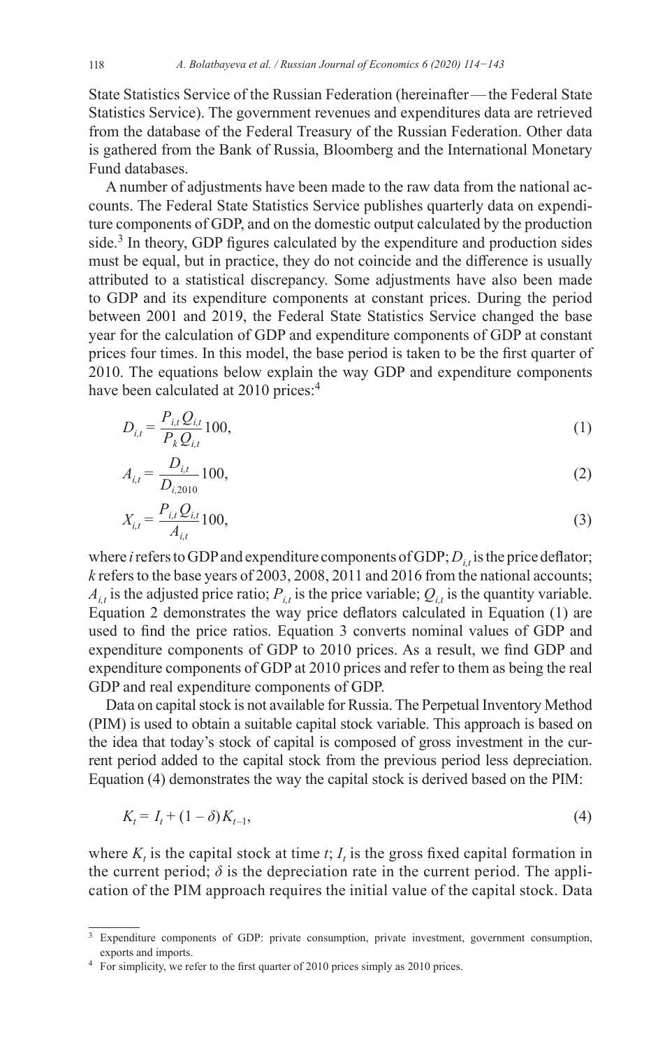State Statistics Service of the Russian Federation (hereinafter — the Federal State Statistics Service). The government revenues and expenditures data are retrieved from the database of the Federal Treasury of the Russian Federation. Other data is gathered from the Bank of Russia, Bloomberg and the International Monetary Fund databases.

A number of adjustments have been made to the raw data from the national accounts. The Federal State Statistics Service publishes quarterly data on expenditure components of GDP, and on the domestic output calculated by the production side.[3] In theory, GDP figures calculated by the expenditure and production sides must be equal, but in practice, they do not coincide and the difference is usually attributed to a statistical discrepancy. Some adjustments have also been made to GDP and its expenditure components at constant prices. During the period between 2001 and 2019, the Federal State Statistics Service changed the base year for the calculation of GDP and expenditure components of GDP at constant prices four times. In this model, the base period is taken to be the first quarter of 2010. The equations below explain the way GDP and expenditure components have been calculated at 2010 prices:[4]

$$D_{i,t} = \frac{P_{i,t} Q_{i,t}}{P_k Q_{i,t}} 100, \tag{1}$$

$$A_{i,t} = \frac{D_{i,t}}{D_{i,2010}} 100, \tag{2}$$

$$X_{i,t} = \frac{P_{i,t} Q_{i,t}}{A_{i,t}} 100, \tag{3}$$

where $i$ refers to GDP and expenditure components of GDP; $D_{i,t}$ is the price deflator; $k$ refers to the base years of 2003, 2008, 2011 and 2016 from the national accounts; $A_{i,t}$ is the adjusted price ratio; $P_{i,t}$ is the price variable; $Q_{i,t}$ is the quantity variable. Equation 2 demonstrates the way price deflators calculated in Equation (1) are used to find the price ratios. Equation 3 converts nominal values of GDP and expenditure components of GDP to 2010 prices. As a result, we find GDP and expenditure components of GDP at 2010 prices and refer to them as being the real GDP and real expenditure components of GDP.

Data on capital stock is not available for Russia. The Perpetual Inventory Method (PIM) is used to obtain a suitable capital stock variable. This approach is based on the idea that today's stock of capital is composed of gross investment in the current period added to the capital stock from the previous period less depreciation. Equation (4) demonstrates the way the capital stock is derived based on the PIM:

$$K_t = I_t + (1 - \delta) K_{t-1}, \tag{4}$$

where $K_t$ is the capital stock at time $t$; $I_t$ is the gross fixed capital formation in the current period; $\delta$ is the depreciation rate in the current period. The application of the PIM approach requires the initial value of the capital stock. Data

---

[3] Expenditure components of GDP: private consumption, private investment, government consumption, exports and imports.

[4] For simplicity, we refer to the first quarter of 2010 prices simply as 2010 prices.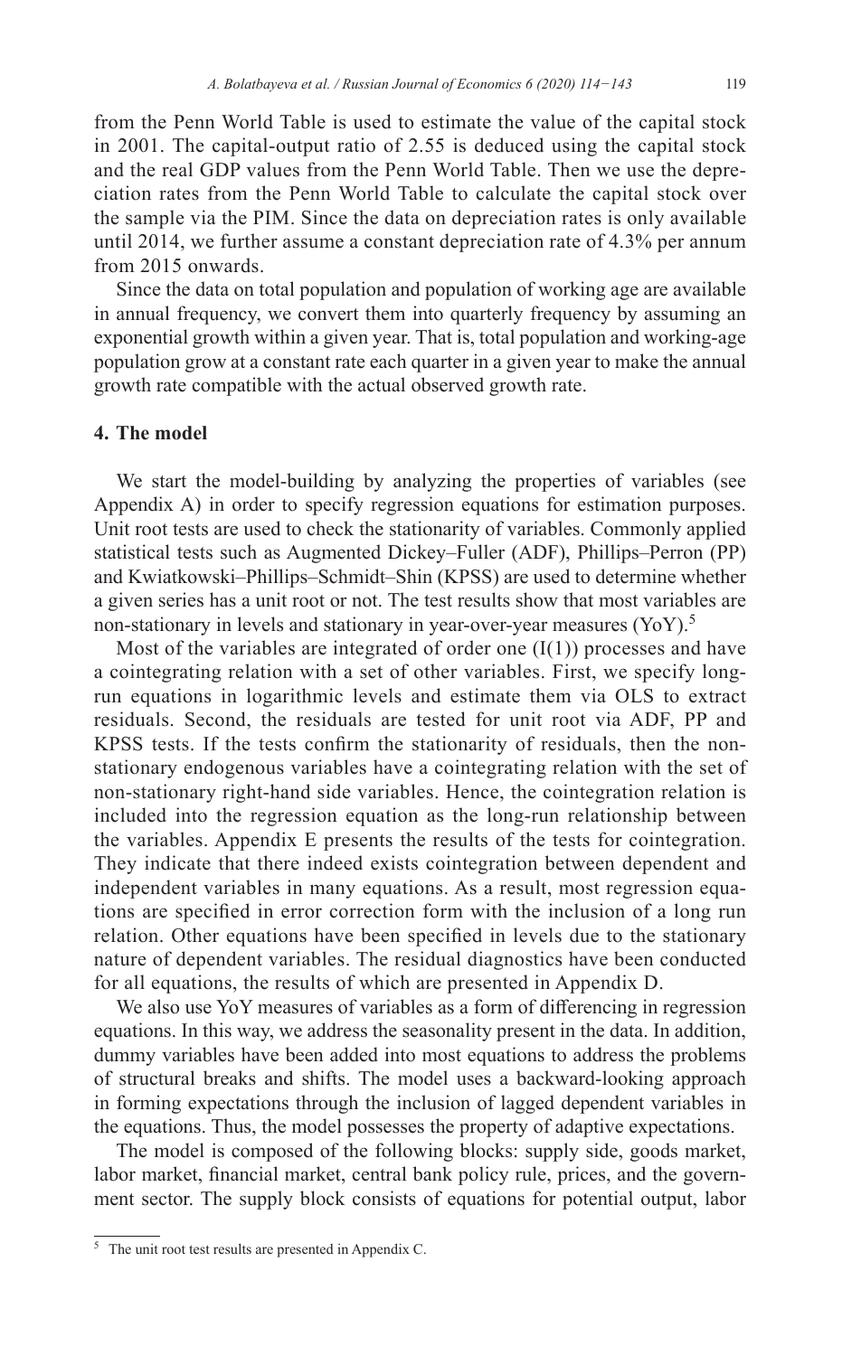from the Penn World Table is used to estimate the value of the capital stock in 2001. The capital-output ratio of 2.55 is deduced using the capital stock and the real GDP values from the Penn World Table. Then we use the depreciation rates from the Penn World Table to calculate the capital stock over the sample via the PIM. Since the data on depreciation rates is only available until 2014, we further assume a constant depreciation rate of 4.3% per annum from 2015 onwards.

Since the data on total population and population of working age are available in annual frequency, we convert them into quarterly frequency by assuming an exponential growth within a given year. That is, total population and working-age population grow at a constant rate each quarter in a given year to make the annual growth rate compatible with the actual observed growth rate.

## 4. The model

We start the model-building by analyzing the properties of variables (see Appendix A) in order to specify regression equations for estimation purposes. Unit root tests are used to check the stationarity of variables. Commonly applied statistical tests such as Augmented Dickey–Fuller (ADF), Phillips–Perron (PP) and Kwiatkowski–Phillips–Schmidt–Shin (KPSS) are used to determine whether a given series has a unit root or not. The test results show that most variables are non-stationary in levels and stationary in year-over-year measures (YoY).[5]

Most of the variables are integrated of order one (I(1)) processes and have a cointegrating relation with a set of other variables. First, we specify long-run equations in logarithmic levels and estimate them via OLS to extract residuals. Second, the residuals are tested for unit root via ADF, PP and KPSS tests. If the tests confirm the stationarity of residuals, then the non-stationary endogenous variables have a cointegrating relation with the set of non-stationary right-hand side variables. Hence, the cointegration relation is included into the regression equation as the long-run relationship between the variables. Appendix E presents the results of the tests for cointegration. They indicate that there indeed exists cointegration between dependent and independent variables in many equations. As a result, most regression equations are specified in error correction form with the inclusion of a long run relation. Other equations have been specified in levels due to the stationary nature of dependent variables. The residual diagnostics have been conducted for all equations, the results of which are presented in Appendix D.

We also use YoY measures of variables as a form of differencing in regression equations. In this way, we address the seasonality present in the data. In addition, dummy variables have been added into most equations to address the problems of structural breaks and shifts. The model uses a backward-looking approach in forming expectations through the inclusion of lagged dependent variables in the equations. Thus, the model possesses the property of adaptive expectations.

The model is composed of the following blocks: supply side, goods market, labor market, financial market, central bank policy rule, prices, and the government sector. The supply block consists of equations for potential output, labor

[5] The unit root test results are presented in Appendix C.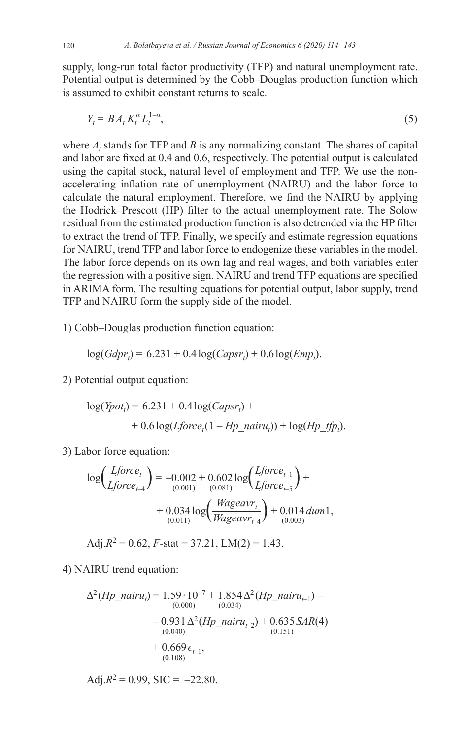supply, long-run total factor productivity (TFP) and natural unemployment rate. Potential output is determined by the Cobb–Douglas production function which is assumed to exhibit constant returns to scale.

$$Y_t = B A_t K_t^{\alpha} L_t^{1-\alpha}, \tag{5}$$

where $A_t$ stands for TFP and $B$ is any normalizing constant. The shares of capital and labor are fixed at 0.4 and 0.6, respectively. The potential output is calculated using the capital stock, natural level of employment and TFP. We use the non-accelerating inflation rate of unemployment (NAIRU) and the labor force to calculate the natural employment. Therefore, we find the NAIRU by applying the Hodrick–Prescott (HP) filter to the actual unemployment rate. The Solow residual from the estimated production function is also detrended via the HP filter to extract the trend of TFP. Finally, we specify and estimate regression equations for NAIRU, trend TFP and labor force to endogenize these variables in the model. The labor force depends on its own lag and real wages, and both variables enter the regression with a positive sign. NAIRU and trend TFP equations are specified in ARIMA form. The resulting equations for potential output, labor supply, trend TFP and NAIRU form the supply side of the model.

1) Cobb–Douglas production function equation:

$$\log(Gdpr_t) = 6.231 + 0.4\log(Capsr_t) + 0.6\log(Emp_t).$$

2) Potential output equation:

$$\log(Ypot_t) = 6.231 + 0.4\log(Capsr_t) + 0.6\log(Lforce_t(1 - Hp\_nairu_t)) + \log(Hp\_tfp_t).$$

3) Labor force equation:

$$\log\left(\frac{Lforce_t}{Lforce_{t-4}}\right) = \underset{(0.001)}{-0.002} + \underset{(0.081)}{0.602}\log\left(\frac{Lforce_{t-1}}{Lforce_{t-5}}\right) + \underset{(0.011)}{0.034}\log\left(\frac{Wageavr_t}{Wageavr_{t-4}}\right) + \underset{(0.003)}{0.014}\,dum1,$$

Adj.$R^2$ = 0.62, $F$-stat = 37.21, LM(2) = 1.43.

4) NAIRU trend equation:

$$\Delta^2(Hp\_nairu_t) = \underset{(0.000)}{1.59 \cdot 10^{-7}} + \underset{(0.034)}{1.854}\,\Delta^2(Hp\_nairu_{t-1}) - \underset{(0.040)}{0.931}\,\Delta^2(Hp\_nairu_{t-2}) + \underset{(0.151)}{0.635}\,SAR(4) + \underset{(0.108)}{0.669}\,\epsilon_{t-1},$$

Adj.$R^2$ = 0.99, SIC = –22.80.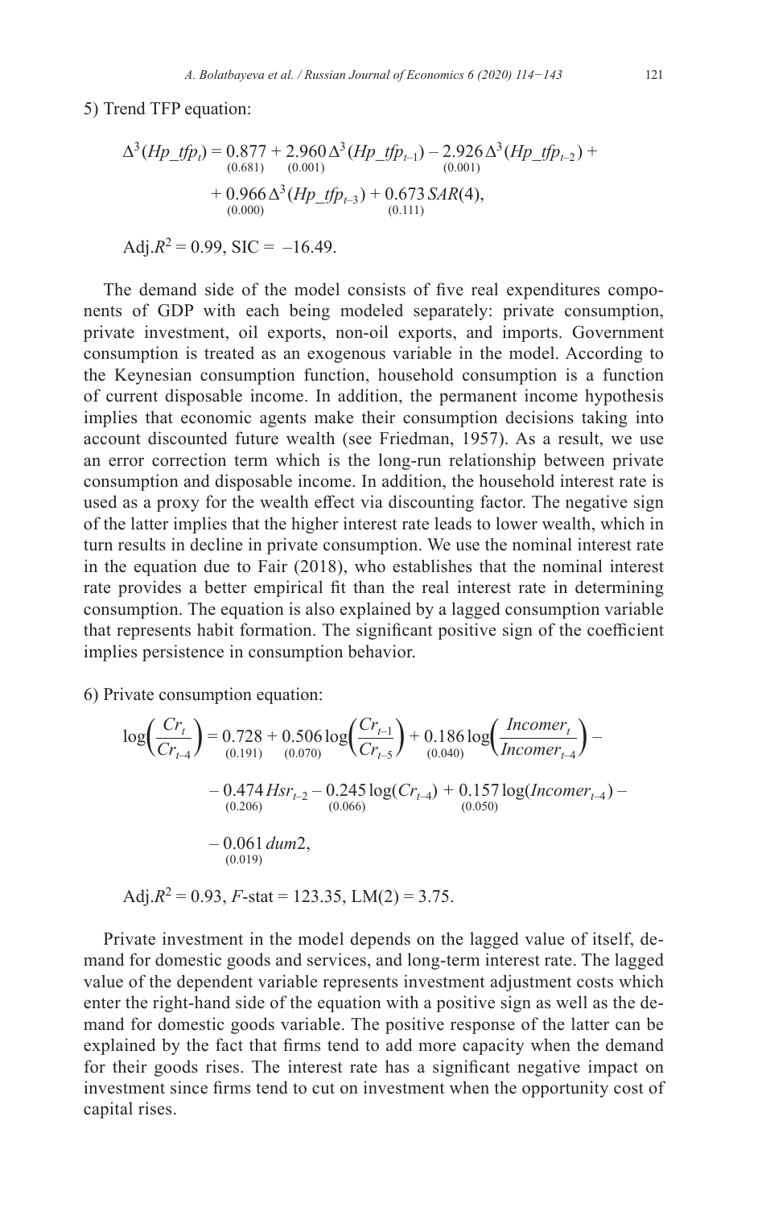5) Trend TFP equation:

$$\Delta^3(Hp\_tfp_t) = \underset{(0.681)}{0.877} + \underset{(0.001)}{2.960}\,\Delta^3(Hp\_tfp_{t-1}) - \underset{(0.001)}{2.926}\,\Delta^3(Hp\_tfp_{t-2}) + \underset{(0.000)}{0.966}\,\Delta^3(Hp\_tfp_{t-3}) + \underset{(0.111)}{0.673}\,SAR(4),$$

Adj.$R^2$ = 0.99, SIC = –16.49.

The demand side of the model consists of five real expenditures components of GDP with each being modeled separately: private consumption, private investment, oil exports, non-oil exports, and imports. Government consumption is treated as an exogenous variable in the model. According to the Keynesian consumption function, household consumption is a function of current disposable income. In addition, the permanent income hypothesis implies that economic agents make their consumption decisions taking into account discounted future wealth (see Friedman, 1957). As a result, we use an error correction term which is the long-run relationship between private consumption and disposable income. In addition, the household interest rate is used as a proxy for the wealth effect via discounting factor. The negative sign of the latter implies that the higher interest rate leads to lower wealth, which in turn results in decline in private consumption. We use the nominal interest rate in the equation due to Fair (2018), who establishes that the nominal interest rate provides a better empirical fit than the real interest rate in determining consumption. The equation is also explained by a lagged consumption variable that represents habit formation. The significant positive sign of the coefficient implies persistence in consumption behavior.

6) Private consumption equation:

$$\log\left(\frac{Cr_t}{Cr_{t-4}}\right) = \underset{(0.191)}{0.728} + \underset{(0.070)}{0.506}\log\left(\frac{Cr_{t-1}}{Cr_{t-5}}\right) + \underset{(0.040)}{0.186}\log\left(\frac{Incomer_t}{Incomer_{t-4}}\right) - \underset{(0.206)}{0.474}\,Hsr_{t-2} - \underset{(0.066)}{0.245}\log(Cr_{t-4}) + \underset{(0.050)}{0.157}\log(Incomer_{t-4}) - \underset{(0.019)}{0.061}\,dum2,$$

Adj.$R^2$ = 0.93, $F$-stat = 123.35, LM(2) = 3.75.

Private investment in the model depends on the lagged value of itself, demand for domestic goods and services, and long-term interest rate. The lagged value of the dependent variable represents investment adjustment costs which enter the right-hand side of the equation with a positive sign as well as the demand for domestic goods variable. The positive response of the latter can be explained by the fact that firms tend to add more capacity when the demand for their goods rises. The interest rate has a significant negative impact on investment since firms tend to cut on investment when the opportunity cost of capital rises.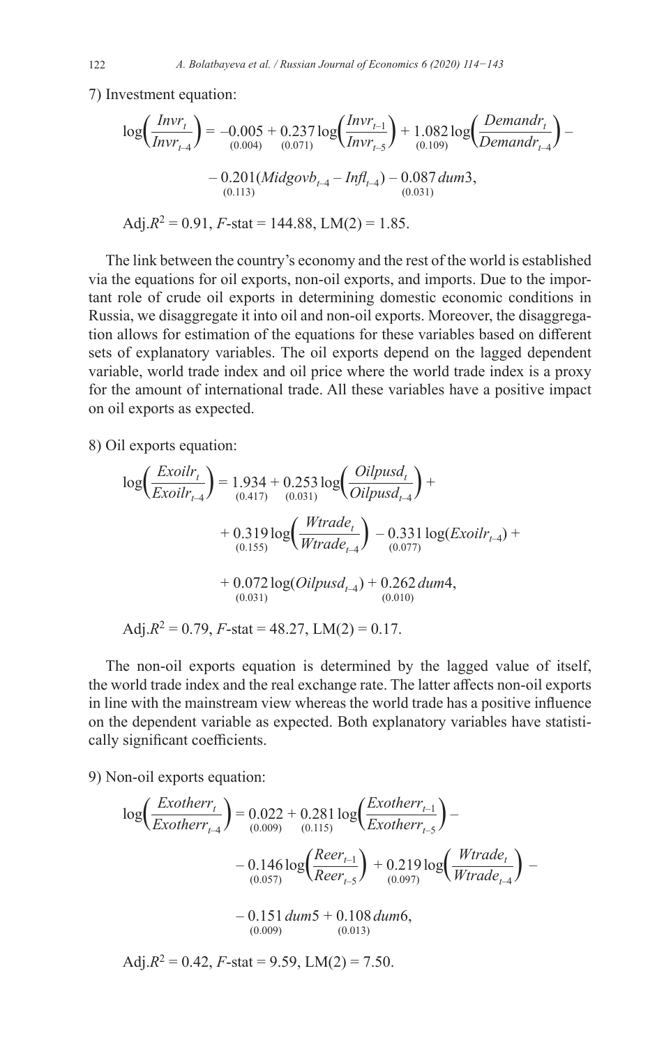7) Investment equation:

$$\log\left(\frac{Invr_t}{Invr_{t-4}}\right) = \underset{(0.004)}{-0.005} + \underset{(0.071)}{0.237}\log\left(\frac{Invr_{t-1}}{Invr_{t-5}}\right) + \underset{(0.109)}{1.082}\log\left(\frac{Demandr_t}{Demandr_{t-4}}\right) - \underset{(0.113)}{0.201}(Midgovb_{t-4} - Infl_{t-4}) - \underset{(0.031)}{0.087}\,dum3,$$

Adj.$R^2$ = 0.91, $F$-stat = 144.88, LM(2) = 1.85.

The link between the country's economy and the rest of the world is established via the equations for oil exports, non-oil exports, and imports. Due to the important role of crude oil exports in determining domestic economic conditions in Russia, we disaggregate it into oil and non-oil exports. Moreover, the disaggregation allows for estimation of the equations for these variables based on different sets of explanatory variables. The oil exports depend on the lagged dependent variable, world trade index and oil price where the world trade index is a proxy for the amount of international trade. All these variables have a positive impact on oil exports as expected.

8) Oil exports equation:

$$\log\left(\frac{Exoilr_t}{Exoilr_{t-4}}\right) = \underset{(0.417)}{1.934} + \underset{(0.031)}{0.253}\log\left(\frac{Oilpusd_t}{Oilpusd_{t-4}}\right) + \underset{(0.155)}{0.319}\log\left(\frac{Wtrade_t}{Wtrade_{t-4}}\right) - \underset{(0.077)}{0.331}\log(Exoilr_{t-4}) + \underset{(0.031)}{0.072}\log(Oilpusd_{t-4}) + \underset{(0.010)}{0.262}\,dum4,$$

Adj.$R^2$ = 0.79, $F$-stat = 48.27, LM(2) = 0.17.

The non-oil exports equation is determined by the lagged value of itself, the world trade index and the real exchange rate. The latter affects non-oil exports in line with the mainstream view whereas the world trade has a positive influence on the dependent variable as expected. Both explanatory variables have statistically significant coefficients.

9) Non-oil exports equation:

$$\log\left(\frac{Exotherr_t}{Exotherr_{t-4}}\right) = \underset{(0.009)}{0.022} + \underset{(0.115)}{0.281}\log\left(\frac{Exotherr_{t-1}}{Exotherr_{t-5}}\right) - \underset{(0.057)}{0.146}\log\left(\frac{Reer_{t-1}}{Reer_{t-5}}\right) + \underset{(0.097)}{0.219}\log\left(\frac{Wtrade_t}{Wtrade_{t-4}}\right) - \underset{(0.009)}{0.151}\,dum5 + \underset{(0.013)}{0.108}\,dum6,$$

Adj.$R^2$ = 0.42, $F$-stat = 9.59, LM(2) = 7.50.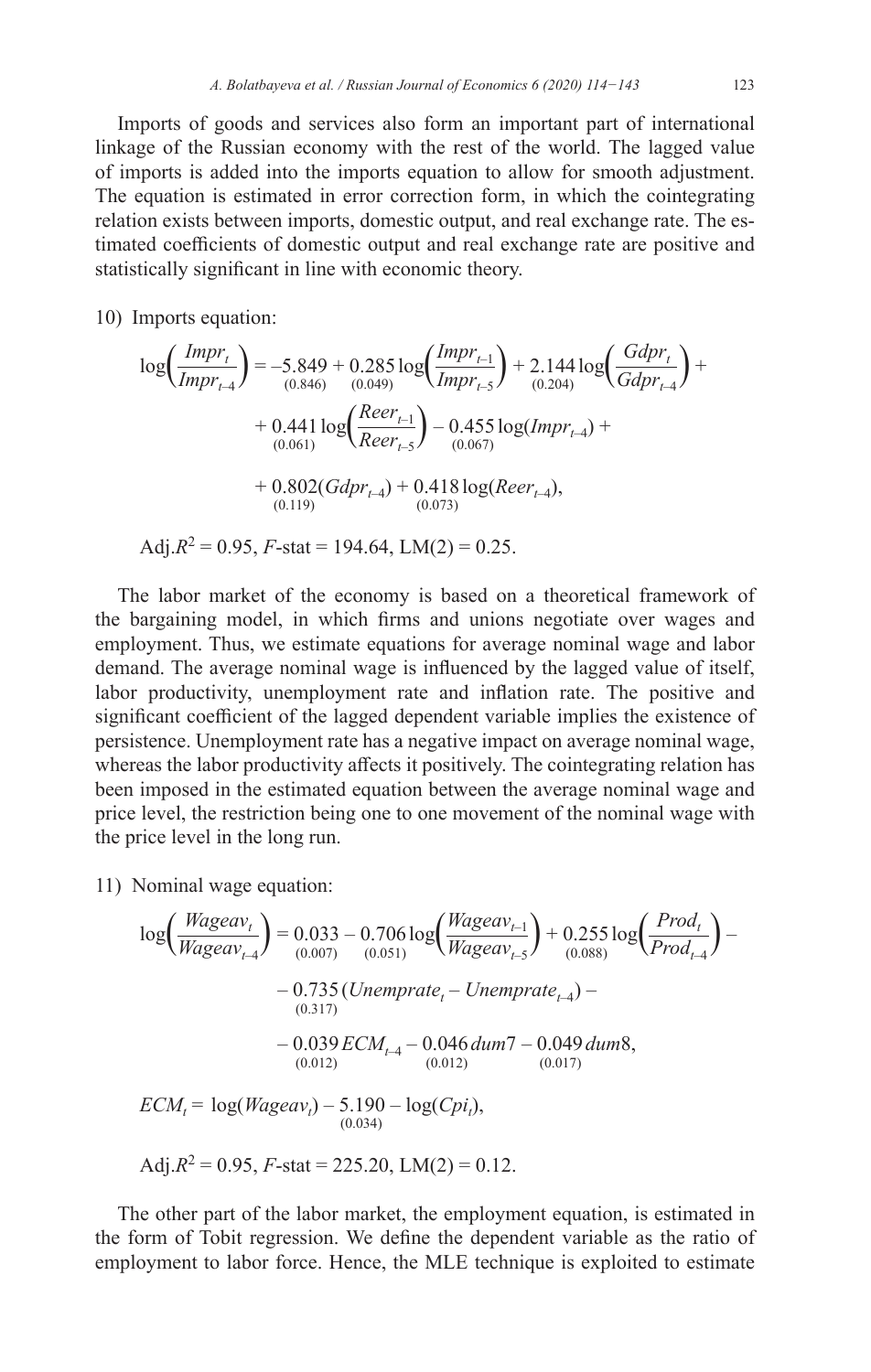Imports of goods and services also form an important part of international linkage of the Russian economy with the rest of the world. The lagged value of imports is added into the imports equation to allow for smooth adjustment. The equation is estimated in error correction form, in which the cointegrating relation exists between imports, domestic output, and real exchange rate. The estimated coefficients of domestic output and real exchange rate are positive and statistically significant in line with economic theory.

10) Imports equation:

$$\log\left(\frac{Impr_t}{Impr_{t-4}}\right) = \underset{(0.846)}{-5.849} + \underset{(0.049)}{0.285}\log\left(\frac{Impr_{t-1}}{Impr_{t-5}}\right) + \underset{(0.204)}{2.144}\log\left(\frac{Gdpr_t}{Gdpr_{t-4}}\right) +$$

$$+ \underset{(0.061)}{0.441}\log\left(\frac{Reer_{t-1}}{Reer_{t-5}}\right) - \underset{(0.067)}{0.455}\log(Impr_{t-4}) +$$

$$+ \underset{(0.119)}{0.802}(Gdpr_{t-4}) + \underset{(0.073)}{0.418}\log(Reer_{t-4}),$$

$\text{Adj.}R^2 = 0.95$, $F\text{-stat} = 194.64$, $\text{LM}(2) = 0.25$.

The labor market of the economy is based on a theoretical framework of the bargaining model, in which firms and unions negotiate over wages and employment. Thus, we estimate equations for average nominal wage and labor demand. The average nominal wage is influenced by the lagged value of itself, labor productivity, unemployment rate and inflation rate. The positive and significant coefficient of the lagged dependent variable implies the existence of persistence. Unemployment rate has a negative impact on average nominal wage, whereas the labor productivity affects it positively. The cointegrating relation has been imposed in the estimated equation between the average nominal wage and price level, the restriction being one to one movement of the nominal wage with the price level in the long run.

11) Nominal wage equation:

$$\log\left(\frac{Wageav_t}{Wageav_{t-4}}\right) = \underset{(0.007)}{0.033} - \underset{(0.051)}{0.706}\log\left(\frac{Wageav_{t-1}}{Wageav_{t-5}}\right) + \underset{(0.088)}{0.255}\log\left(\frac{Prod_t}{Prod_{t-4}}\right) -$$

$$- \underset{(0.317)}{0.735}(Unemprate_t - Unemprate_{t-4}) -$$

$$- \underset{(0.012)}{0.039}ECM_{t-4} - \underset{(0.012)}{0.046}dum7 - \underset{(0.017)}{0.049}dum8,$$

$$ECM_t = \log(Wageav_t) - \underset{(0.034)}{5.190} - \log(Cpi_t),$$

$\text{Adj.}R^2 = 0.95$, $F\text{-stat} = 225.20$, $\text{LM}(2) = 0.12$.

The other part of the labor market, the employment equation, is estimated in the form of Tobit regression. We define the dependent variable as the ratio of employment to labor force. Hence, the MLE technique is exploited to estimate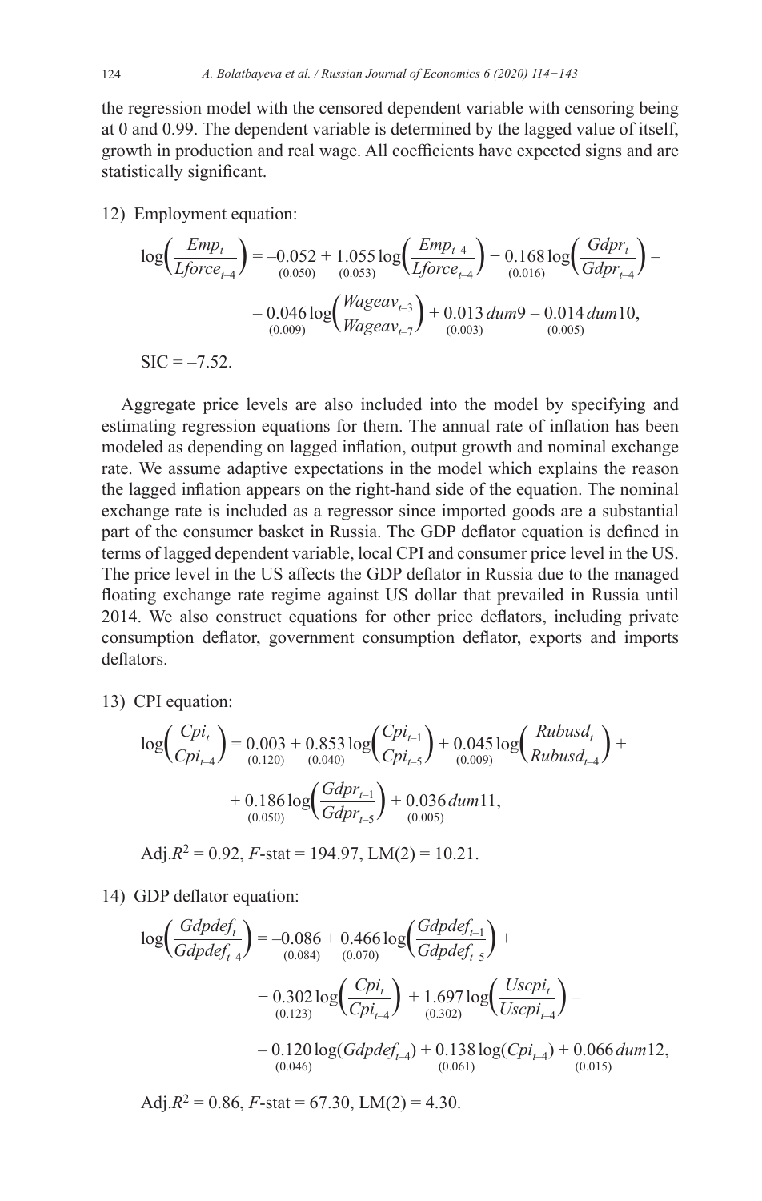the regression model with the censored dependent variable with censoring being at 0 and 0.99. The dependent variable is determined by the lagged value of itself, growth in production and real wage. All coefficients have expected signs and are statistically significant.

12) Employment equation:

$$\log\left(\frac{Emp_t}{Lforce_{t-4}}\right) = \underset{(0.050)}{-0.052} + \underset{(0.053)}{1.055}\log\left(\frac{Emp_{t-4}}{Lforce_{t-4}}\right) + \underset{(0.016)}{0.168}\log\left(\frac{Gdpr_t}{Gdpr_{t-4}}\right) -$$

$$- \underset{(0.009)}{0.046}\log\left(\frac{Wageav_{t-3}}{Wageav_{t-7}}\right) + \underset{(0.003)}{0.013}\,dum9 - \underset{(0.005)}{0.014}\,dum10,$$

SIC = –7.52.

Aggregate price levels are also included into the model by specifying and estimating regression equations for them. The annual rate of inflation has been modeled as depending on lagged inflation, output growth and nominal exchange rate. We assume adaptive expectations in the model which explains the reason the lagged inflation appears on the right-hand side of the equation. The nominal exchange rate is included as a regressor since imported goods are a substantial part of the consumer basket in Russia. The GDP deflator equation is defined in terms of lagged dependent variable, local CPI and consumer price level in the US. The price level in the US affects the GDP deflator in Russia due to the managed floating exchange rate regime against US dollar that prevailed in Russia until 2014. We also construct equations for other price deflators, including private consumption deflator, government consumption deflator, exports and imports deflators.

13) CPI equation:

$$\log\left(\frac{Cpi_t}{Cpi_{t-4}}\right) = \underset{(0.120)}{0.003} + \underset{(0.040)}{0.853}\log\left(\frac{Cpi_{t-1}}{Cpi_{t-5}}\right) + \underset{(0.009)}{0.045}\log\left(\frac{Rubusd_t}{Rubusd_{t-4}}\right) +$$

$$+ \underset{(0.050)}{0.186}\log\left(\frac{Gdpr_{t-1}}{Gdpr_{t-5}}\right) + \underset{(0.005)}{0.036}\,dum11,$$

Adj.$R^2$ = 0.92, $F$-stat = 194.97, LM(2) = 10.21.

14) GDP deflator equation:

$$\log\left(\frac{Gdpdef_t}{Gdpdef_{t-4}}\right) = \underset{(0.084)}{-0.086} + \underset{(0.070)}{0.466}\log\left(\frac{Gdpdef_{t-1}}{Gdpdef_{t-5}}\right) +$$

$$+ \underset{(0.123)}{0.302}\log\left(\frac{Cpi_t}{Cpi_{t-4}}\right) + \underset{(0.302)}{1.697}\log\left(\frac{Uscpi_t}{Uscpi_{t-4}}\right) -$$

$$- \underset{(0.046)}{0.120}\log(Gdpdef_{t-4}) + \underset{(0.061)}{0.138}\log(Cpi_{t-4}) + \underset{(0.015)}{0.066}\,dum12,$$

Adj.$R^2$ = 0.86, $F$-stat = 67.30, LM(2) = 4.30.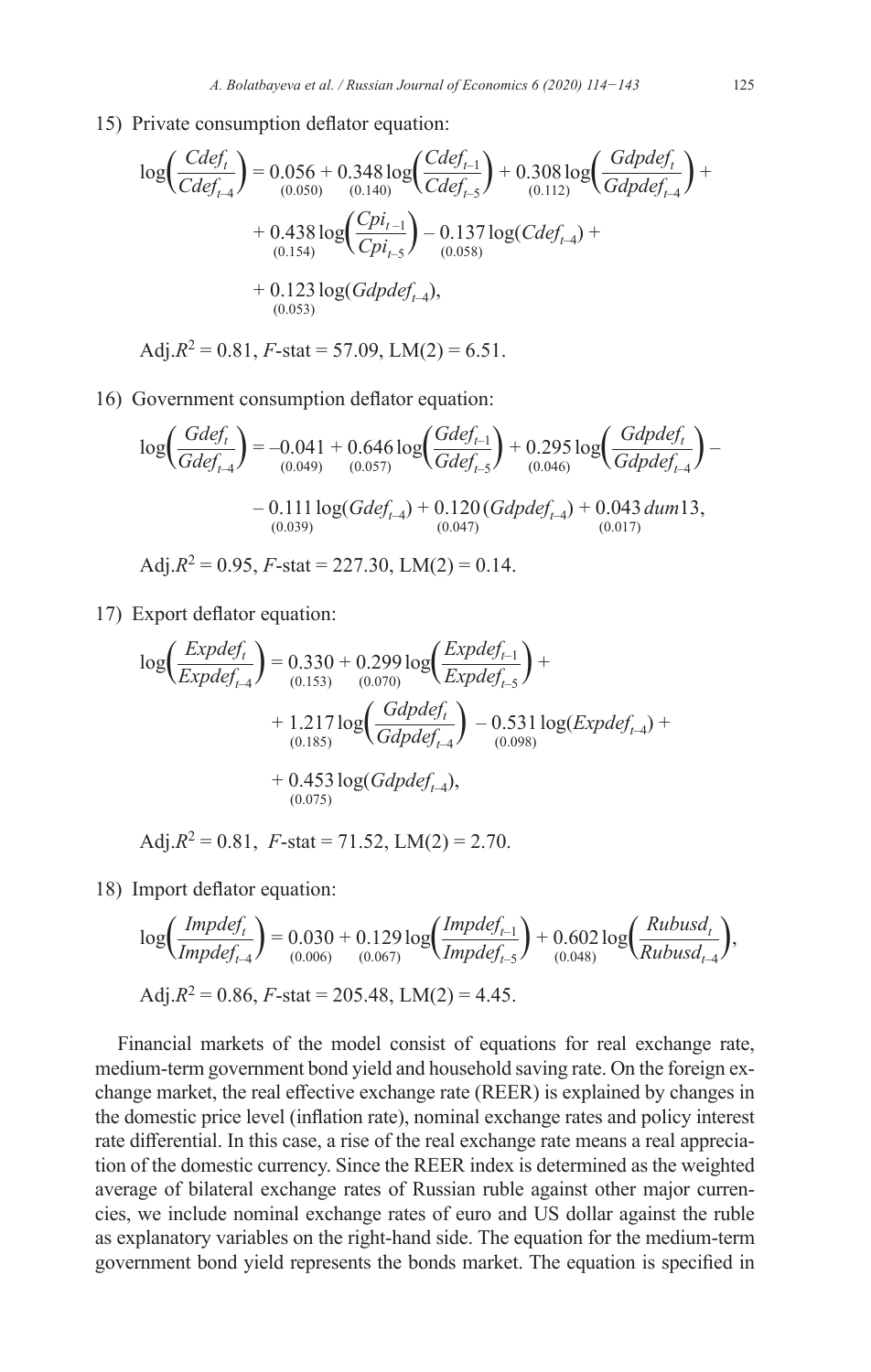15) Private consumption deflator equation:

$$\log\left(\frac{Cdef_t}{Cdef_{t-4}}\right) = \underset{(0.050)}{0.056} + \underset{(0.140)}{0.348}\log\left(\frac{Cdef_{t-1}}{Cdef_{t-5}}\right) + \underset{(0.112)}{0.308}\log\left(\frac{Gdpdef_t}{Gdpdef_{t-4}}\right) + \underset{(0.154)}{0.438}\log\left(\frac{Cpi_{t-1}}{Cpi_{t-5}}\right) - \underset{(0.058)}{0.137}\log(Cdef_{t-4}) + \underset{(0.053)}{0.123}\log(Gdpdef_{t-4}),$$

Adj.$R^2$ = 0.81, $F$-stat = 57.09, LM(2) = 6.51.

16) Government consumption deflator equation:

$$\log\left(\frac{Gdef_t}{Gdef_{t-4}}\right) = \underset{(0.049)}{-0.041} + \underset{(0.057)}{0.646}\log\left(\frac{Gdef_{t-1}}{Gdef_{t-5}}\right) + \underset{(0.046)}{0.295}\log\left(\frac{Gdpdef_t}{Gdpdef_{t-4}}\right) - \underset{(0.039)}{0.111}\log(Gdef_{t-4}) + \underset{(0.047)}{0.120}(Gdpdef_{t-4}) + \underset{(0.017)}{0.043}\,dum13,$$

Adj.$R^2$ = 0.95, $F$-stat = 227.30, LM(2) = 0.14.

17) Export deflator equation:

$$\log\left(\frac{Expdef_t}{Expdef_{t-4}}\right) = \underset{(0.153)}{0.330} + \underset{(0.070)}{0.299}\log\left(\frac{Expdef_{t-1}}{Expdef_{t-5}}\right) + \underset{(0.185)}{1.217}\log\left(\frac{Gdpdef_t}{Gdpdef_{t-4}}\right) - \underset{(0.098)}{0.531}\log(Expdef_{t-4}) + \underset{(0.075)}{0.453}\log(Gdpdef_{t-4}),$$

Adj.$R^2$ = 0.81, $F$-stat = 71.52, LM(2) = 2.70.

18) Import deflator equation:

$$\log\left(\frac{Impdef_t}{Impdef_{t-4}}\right) = \underset{(0.006)}{0.030} + \underset{(0.067)}{0.129}\log\left(\frac{Impdef_{t-1}}{Impdef_{t-5}}\right) + \underset{(0.048)}{0.602}\log\left(\frac{Rubusd_t}{Rubusd_{t-4}}\right),$$

Adj.$R^2$ = 0.86, $F$-stat = 205.48, LM(2) = 4.45.

Financial markets of the model consist of equations for real exchange rate, medium-term government bond yield and household saving rate. On the foreign exchange market, the real effective exchange rate (REER) is explained by changes in the domestic price level (inflation rate), nominal exchange rates and policy interest rate differential. In this case, a rise of the real exchange rate means a real appreciation of the domestic currency. Since the REER index is determined as the weighted average of bilateral exchange rates of Russian ruble against other major currencies, we include nominal exchange rates of euro and US dollar against the ruble as explanatory variables on the right-hand side. The equation for the medium-term government bond yield represents the bonds market. The equation is specified in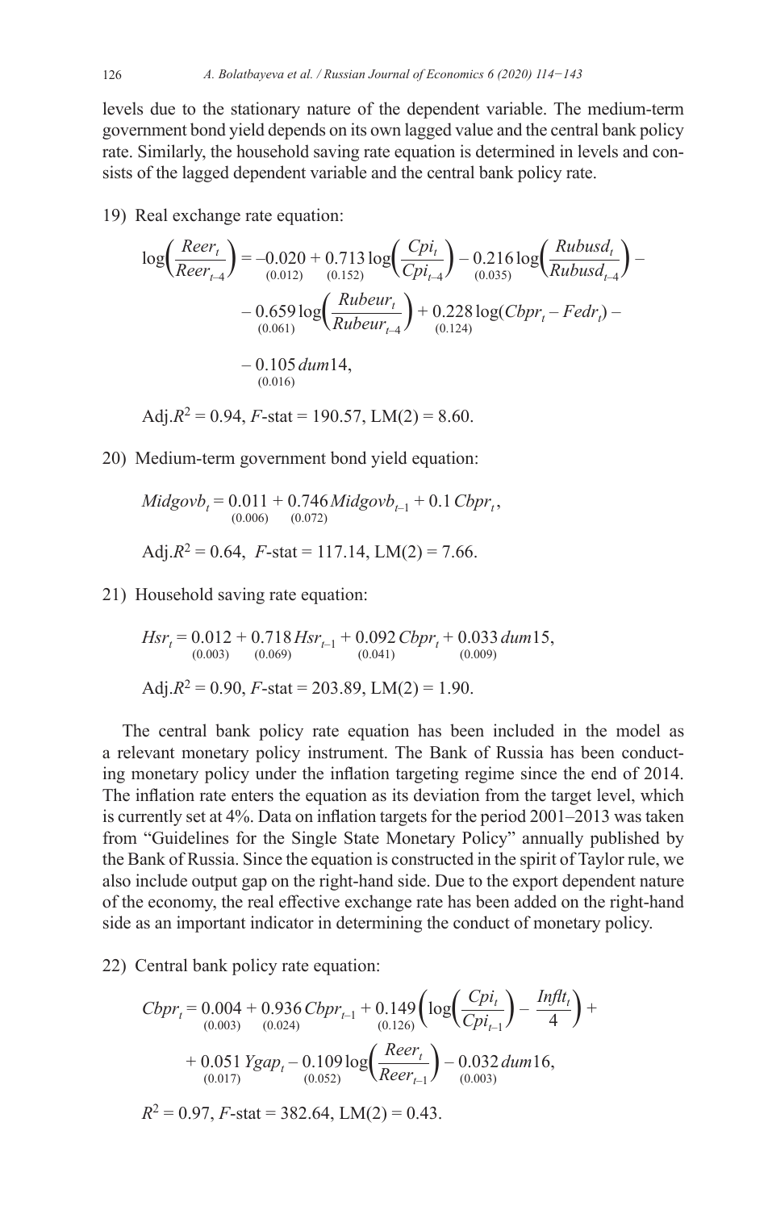levels due to the stationary nature of the dependent variable. The medium-term government bond yield depends on its own lagged value and the central bank policy rate. Similarly, the household saving rate equation is determined in levels and consists of the lagged dependent variable and the central bank policy rate.

19) Real exchange rate equation:

$$\log\left(\frac{Reer_t}{Reer_{t-4}}\right) = \underset{(0.012)}{-0.020} + \underset{(0.152)}{0.713}\log\left(\frac{Cpi_t}{Cpi_{t-4}}\right) - \underset{(0.035)}{0.216}\log\left(\frac{Rubusd_t}{Rubusd_{t-4}}\right) - \underset{(0.061)}{0.659}\log\left(\frac{Rubeur_t}{Rubeur_{t-4}}\right) + \underset{(0.124)}{0.228}\log(Cbpr_t - Fedr_t) - \underset{(0.016)}{0.105}\,dum14,$$

Adj.$R^2$ = 0.94, $F$-stat = 190.57, LM(2) = 8.60.

20) Medium-term government bond yield equation:

$$Midgovb_t = \underset{(0.006)}{0.011} + \underset{(0.072)}{0.746}\,Midgovb_{t-1} + 0.1\,Cbpr_t,$$

Adj.$R^2$ = 0.64, $F$-stat = 117.14, LM(2) = 7.66.

21) Household saving rate equation:

$$Hsr_t = \underset{(0.003)}{0.012} + \underset{(0.069)}{0.718}\,Hsr_{t-1} + \underset{(0.041)}{0.092}\,Cbpr_t + \underset{(0.009)}{0.033}\,dum15,$$

Adj.$R^2$ = 0.90, $F$-stat = 203.89, LM(2) = 1.90.

The central bank policy rate equation has been included in the model as a relevant monetary policy instrument. The Bank of Russia has been conducting monetary policy under the inflation targeting regime since the end of 2014. The inflation rate enters the equation as its deviation from the target level, which is currently set at 4%. Data on inflation targets for the period 2001–2013 was taken from "Guidelines for the Single State Monetary Policy" annually published by the Bank of Russia. Since the equation is constructed in the spirit of Taylor rule, we also include output gap on the right-hand side. Due to the export dependent nature of the economy, the real effective exchange rate has been added on the right-hand side as an important indicator in determining the conduct of monetary policy.

22) Central bank policy rate equation:

$$Cbpr_t = \underset{(0.003)}{0.004} + \underset{(0.024)}{0.936}\,Cbpr_{t-1} + \underset{(0.126)}{0.149}\left(\log\left(\frac{Cpi_t}{Cpi_{t-1}}\right) - \frac{Inflt_t}{4}\right) + \underset{(0.017)}{0.051}\,Ygap_t - \underset{(0.052)}{0.109}\log\left(\frac{Reer_t}{Reer_{t-1}}\right) - \underset{(0.003)}{0.032}\,dum16,$$

$R^2$ = 0.97, $F$-stat = 382.64, LM(2) = 0.43.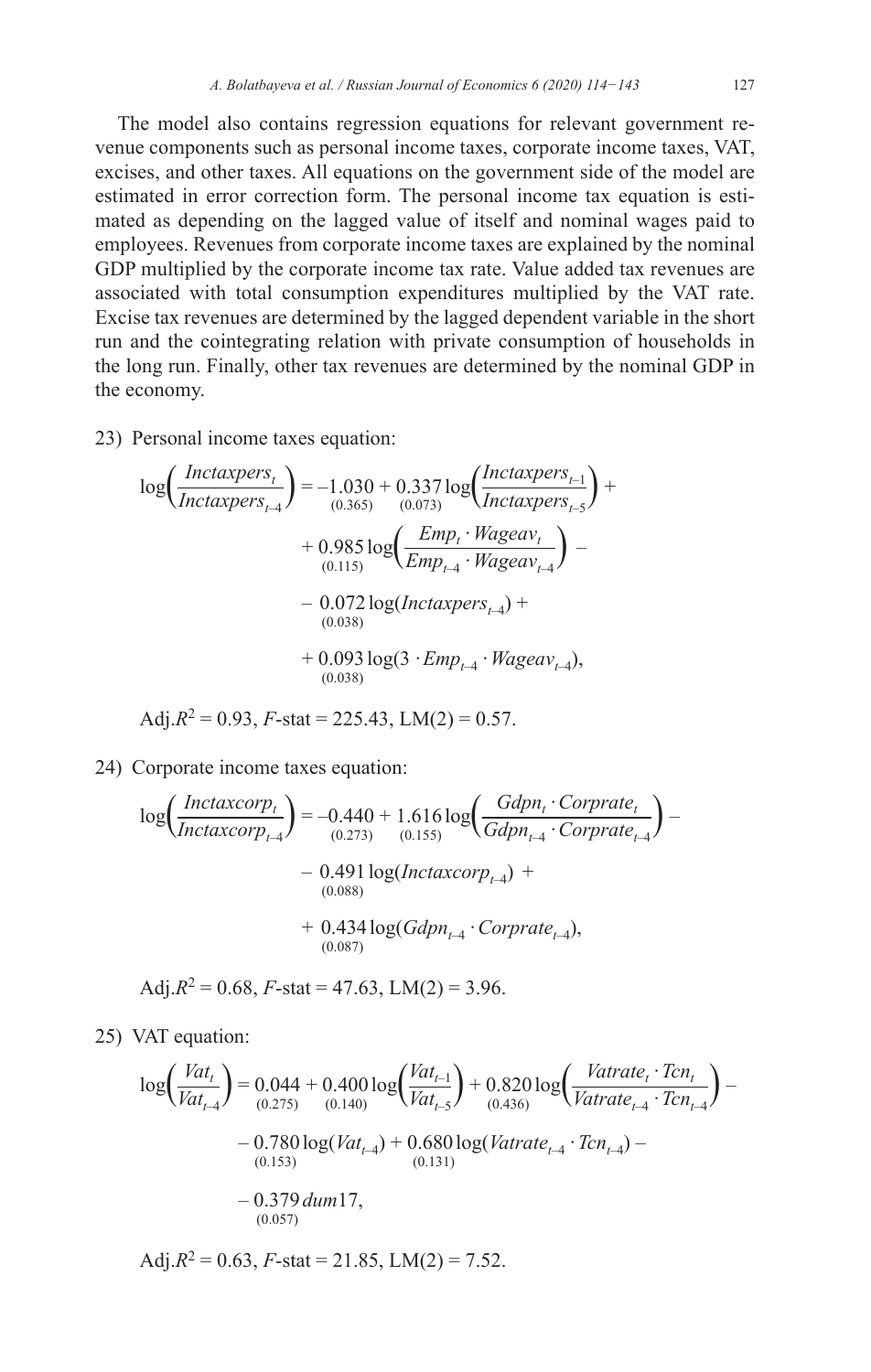The model also contains regression equations for relevant government revenue components such as personal income taxes, corporate income taxes, VAT, excises, and other taxes. All equations on the government side of the model are estimated in error correction form. The personal income tax equation is estimated as depending on the lagged value of itself and nominal wages paid to employees. Revenues from corporate income taxes are explained by the nominal GDP multiplied by the corporate income tax rate. Value added tax revenues are associated with total consumption expenditures multiplied by the VAT rate. Excise tax revenues are determined by the lagged dependent variable in the short run and the cointegrating relation with private consumption of households in the long run. Finally, other tax revenues are determined by the nominal GDP in the economy.

23) Personal income taxes equation:

$$\log\left(\frac{Inctaxpers_t}{Inctaxpers_{t-4}}\right) = \underset{(0.365)}{-1.030} + \underset{(0.073)}{0.337}\log\left(\frac{Inctaxpers_{t-1}}{Inctaxpers_{t-5}}\right) + \underset{(0.115)}{0.985}\log\left(\frac{Emp_t \cdot Wageav_t}{Emp_{t-4} \cdot Wageav_{t-4}}\right) - \underset{(0.038)}{0.072}\log(Inctaxpers_{t-4}) + \underset{(0.038)}{0.093}\log(3 \cdot Emp_{t-4} \cdot Wageav_{t-4}),$$

Adj.$R^2$ = 0.93, $F$-stat = 225.43, LM(2) = 0.57.

24) Corporate income taxes equation:

$$\log\left(\frac{Inctaxcorp_t}{Inctaxcorp_{t-4}}\right) = \underset{(0.273)}{-0.440} + \underset{(0.155)}{1.616}\log\left(\frac{Gdpn_t \cdot Corprate_t}{Gdpn_{t-4} \cdot Corprate_{t-4}}\right) - \underset{(0.088)}{0.491}\log(Inctaxcorp_{t-4}) + \underset{(0.087)}{0.434}\log(Gdpn_{t-4} \cdot Corprate_{t-4}),$$

Adj.$R^2$ = 0.68, $F$-stat = 47.63, LM(2) = 3.96.

25) VAT equation:

$$\log\left(\frac{Vat_t}{Vat_{t-4}}\right) = \underset{(0.275)}{0.044} + \underset{(0.140)}{0.400}\log\left(\frac{Vat_{t-1}}{Vat_{t-5}}\right) + \underset{(0.436)}{0.820}\log\left(\frac{Vatrate_t \cdot Tcn_t}{Vatrate_{t-4} \cdot Tcn_{t-4}}\right) - \underset{(0.153)}{0.780}\log(Vat_{t-4}) + \underset{(0.131)}{0.680}\log(Vatrate_{t-4} \cdot Tcn_{t-4}) - \underset{(0.057)}{0.379}\, dum17,$$

Adj.$R^2$ = 0.63, $F$-stat = 21.85, LM(2) = 7.52.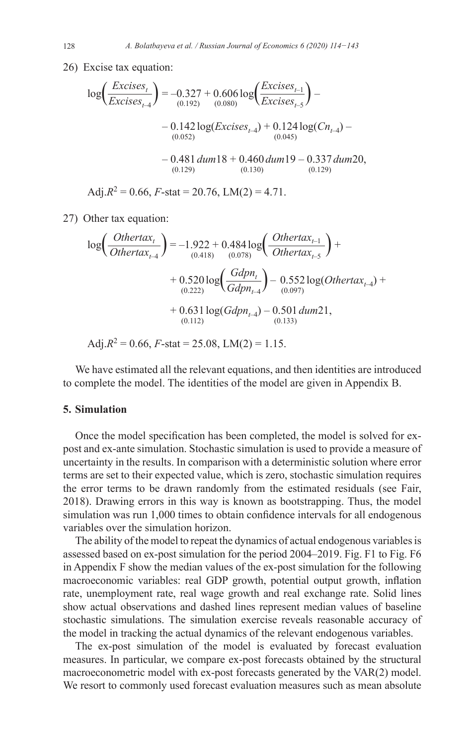26) Excise tax equation:

$$\log\left(\frac{Excises_t}{Excises_{t-4}}\right) = \underset{(0.192)}{-0.327} + \underset{(0.080)}{0.606}\log\left(\frac{Excises_{t-1}}{Excises_{t-5}}\right) - \underset{(0.052)}{0.142}\log(Excises_{t-4}) + \underset{(0.045)}{0.124}\log(Cn_{t-4}) - \underset{(0.129)}{0.481}\,dum18 + \underset{(0.130)}{0.460}\,dum19 - \underset{(0.129)}{0.337}\,dum20,$$

Adj.$R^2$ = 0.66, $F$-stat = 20.76, LM(2) = 4.71.

27) Other tax equation:

$$\log\left(\frac{Othertax_t}{Othertax_{t-4}}\right) = \underset{(0.418)}{-1.922} + \underset{(0.078)}{0.484}\log\left(\frac{Othertax_{t-1}}{Othertax_{t-5}}\right) + \underset{(0.222)}{0.520}\log\left(\frac{Gdpn_t}{Gdpn_{t-4}}\right) - \underset{(0.097)}{0.552}\log(Othertax_{t-4}) + \underset{(0.112)}{0.631}\log(Gdpn_{t-4}) - \underset{(0.133)}{0.501}\,dum21,$$

Adj.$R^2$ = 0.66, $F$-stat = 25.08, LM(2) = 1.15.

We have estimated all the relevant equations, and then identities are introduced to complete the model. The identities of the model are given in Appendix B.

## 5. Simulation

Once the model specification has been completed, the model is solved for ex-post and ex-ante simulation. Stochastic simulation is used to provide a measure of uncertainty in the results. In comparison with a deterministic solution where error terms are set to their expected value, which is zero, stochastic simulation requires the error terms to be drawn randomly from the estimated residuals (see Fair, 2018). Drawing errors in this way is known as bootstrapping. Thus, the model simulation was run 1,000 times to obtain confidence intervals for all endogenous variables over the simulation horizon.

The ability of the model to repeat the dynamics of actual endogenous variables is assessed based on ex-post simulation for the period 2004–2019. Fig. F1 to Fig. F6 in Appendix F show the median values of the ex-post simulation for the following macroeconomic variables: real GDP growth, potential output growth, inflation rate, unemployment rate, real wage growth and real exchange rate. Solid lines show actual observations and dashed lines represent median values of baseline stochastic simulations. The simulation exercise reveals reasonable accuracy of the model in tracking the actual dynamics of the relevant endogenous variables.

The ex-post simulation of the model is evaluated by forecast evaluation measures. In particular, we compare ex-post forecasts obtained by the structural macroeconometric model with ex-post forecasts generated by the VAR(2) model. We resort to commonly used forecast evaluation measures such as mean absolute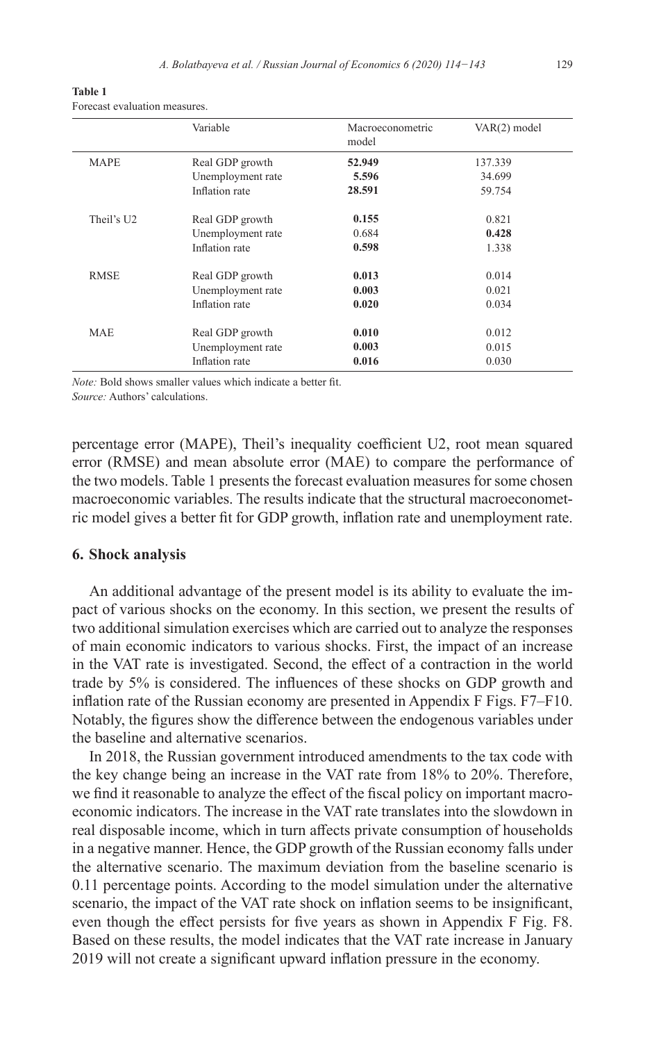**Table 1**
Forecast evaluation measures.

| | Variable | Macroeconometric model | VAR(2) model |
|---|---|---|---|
| MAPE | Real GDP growth | **52.949** | 137.339 |
| | Unemployment rate | **5.596** | 34.699 |
| | Inflation rate | **28.591** | 59.754 |
| Theil's U2 | Real GDP growth | **0.155** | 0.821 |
| | Unemployment rate | 0.684 | **0.428** |
| | Inflation rate | **0.598** | 1.338 |
| RMSE | Real GDP growth | **0.013** | 0.014 |
| | Unemployment rate | **0.003** | 0.021 |
| | Inflation rate | **0.020** | 0.034 |
| MAE | Real GDP growth | **0.010** | 0.012 |
| | Unemployment rate | **0.003** | 0.015 |
| | Inflation rate | **0.016** | 0.030 |

*Note:* Bold shows smaller values which indicate a better fit.
*Source:* Authors' calculations.

percentage error (MAPE), Theil's inequality coefficient U2, root mean squared error (RMSE) and mean absolute error (MAE) to compare the performance of the two models. Table 1 presents the forecast evaluation measures for some chosen macroeconomic variables. The results indicate that the structural macroeconometric model gives a better fit for GDP growth, inflation rate and unemployment rate.

## 6. Shock analysis

An additional advantage of the present model is its ability to evaluate the impact of various shocks on the economy. In this section, we present the results of two additional simulation exercises which are carried out to analyze the responses of main economic indicators to various shocks. First, the impact of an increase in the VAT rate is investigated. Second, the effect of a contraction in the world trade by 5% is considered. The influences of these shocks on GDP growth and inflation rate of the Russian economy are presented in Appendix F Figs. F7–F10. Notably, the figures show the difference between the endogenous variables under the baseline and alternative scenarios.

In 2018, the Russian government introduced amendments to the tax code with the key change being an increase in the VAT rate from 18% to 20%. Therefore, we find it reasonable to analyze the effect of the fiscal policy on important macroeconomic indicators. The increase in the VAT rate translates into the slowdown in real disposable income, which in turn affects private consumption of households in a negative manner. Hence, the GDP growth of the Russian economy falls under the alternative scenario. The maximum deviation from the baseline scenario is 0.11 percentage points. According to the model simulation under the alternative scenario, the impact of the VAT rate shock on inflation seems to be insignificant, even though the effect persists for five years as shown in Appendix F Fig. F8. Based on these results, the model indicates that the VAT rate increase in January 2019 will not create a significant upward inflation pressure in the economy.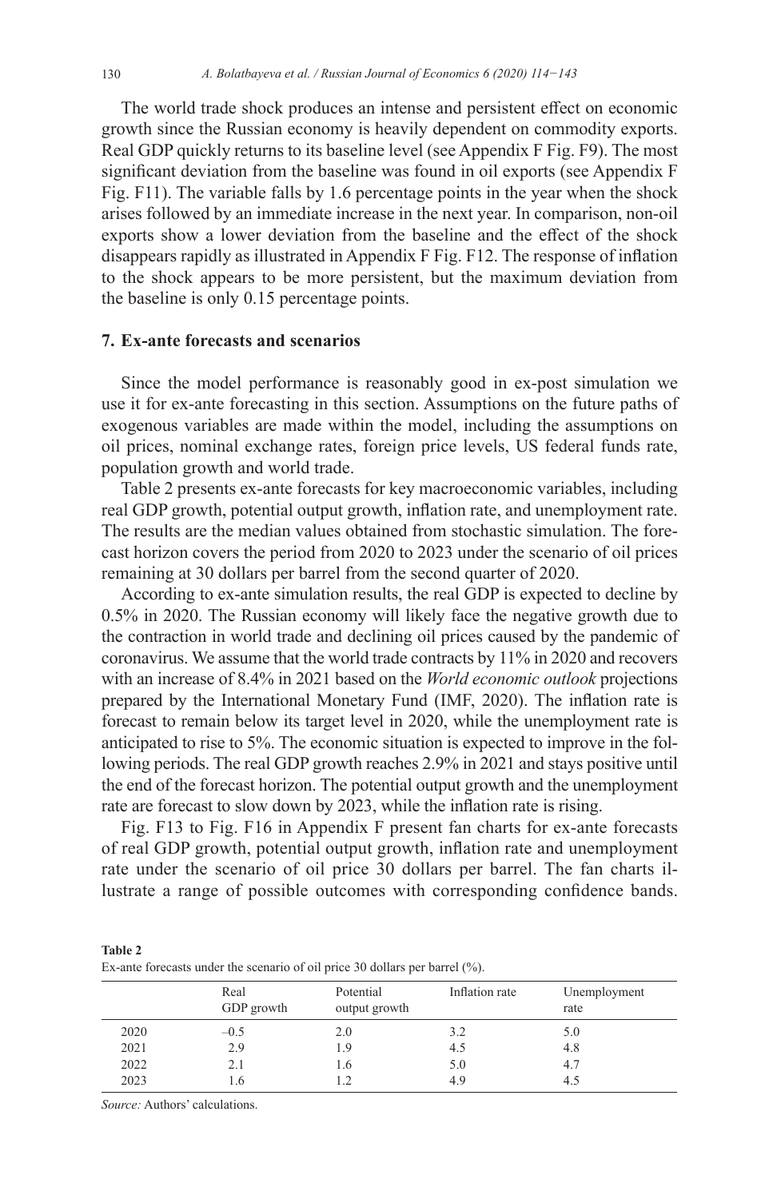The world trade shock produces an intense and persistent effect on economic growth since the Russian economy is heavily dependent on commodity exports. Real GDP quickly returns to its baseline level (see Appendix F Fig. F9). The most significant deviation from the baseline was found in oil exports (see Appendix F Fig. F11). The variable falls by 1.6 percentage points in the year when the shock arises followed by an immediate increase in the next year. In comparison, non-oil exports show a lower deviation from the baseline and the effect of the shock disappears rapidly as illustrated in Appendix F Fig. F12. The response of inflation to the shock appears to be more persistent, but the maximum deviation from the baseline is only 0.15 percentage points.

## 7. Ex-ante forecasts and scenarios

Since the model performance is reasonably good in ex-post simulation we use it for ex-ante forecasting in this section. Assumptions on the future paths of exogenous variables are made within the model, including the assumptions on oil prices, nominal exchange rates, foreign price levels, US federal funds rate, population growth and world trade.

Table 2 presents ex-ante forecasts for key macroeconomic variables, including real GDP growth, potential output growth, inflation rate, and unemployment rate. The results are the median values obtained from stochastic simulation. The forecast horizon covers the period from 2020 to 2023 under the scenario of oil prices remaining at 30 dollars per barrel from the second quarter of 2020.

According to ex-ante simulation results, the real GDP is expected to decline by 0.5% in 2020. The Russian economy will likely face the negative growth due to the contraction in world trade and declining oil prices caused by the pandemic of coronavirus. We assume that the world trade contracts by 11% in 2020 and recovers with an increase of 8.4% in 2021 based on the *World economic outlook* projections prepared by the International Monetary Fund (IMF, 2020). The inflation rate is forecast to remain below its target level in 2020, while the unemployment rate is anticipated to rise to 5%. The economic situation is expected to improve in the following periods. The real GDP growth reaches 2.9% in 2021 and stays positive until the end of the forecast horizon. The potential output growth and the unemployment rate are forecast to slow down by 2023, while the inflation rate is rising.

Fig. F13 to Fig. F16 in Appendix F present fan charts for ex-ante forecasts of real GDP growth, potential output growth, inflation rate and unemployment rate under the scenario of oil price 30 dollars per barrel. The fan charts illustrate a range of possible outcomes with corresponding confidence bands.

**Table 2**
Ex-ante forecasts under the scenario of oil price 30 dollars per barrel (%).

| | Real GDP growth | Potential output growth | Inflation rate | Unemployment rate |
|---|---|---|---|---|
| 2020 | –0.5 | 2.0 | 3.2 | 5.0 |
| 2021 | 2.9 | 1.9 | 4.5 | 4.8 |
| 2022 | 2.1 | 1.6 | 5.0 | 4.7 |
| 2023 | 1.6 | 1.2 | 4.9 | 4.5 |

*Source:* Authors' calculations.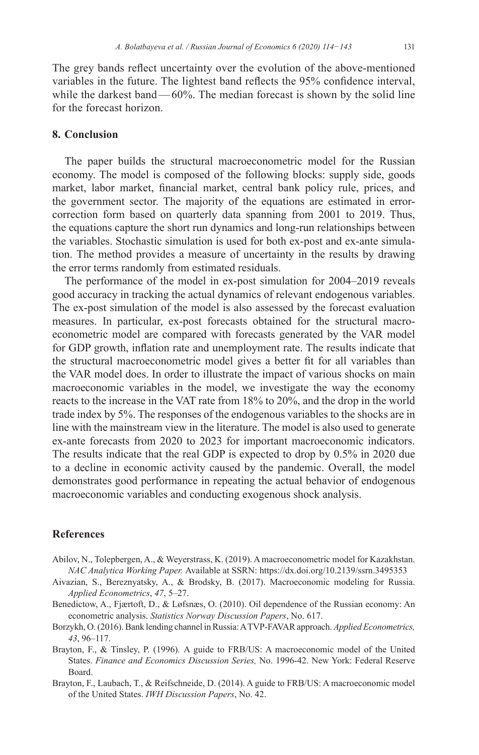The grey bands reflect uncertainty over the evolution of the above-mentioned variables in the future. The lightest band reflects the 95% confidence interval, while the darkest band — 60%. The median forecast is shown by the solid line for the forecast horizon.

## 8. Conclusion

The paper builds the structural macroeconometric model for the Russian economy. The model is composed of the following blocks: supply side, goods market, labor market, financial market, central bank policy rule, prices, and the government sector. The majority of the equations are estimated in error-correction form based on quarterly data spanning from 2001 to 2019. Thus, the equations capture the short run dynamics and long-run relationships between the variables. Stochastic simulation is used for both ex-post and ex-ante simulation. The method provides a measure of uncertainty in the results by drawing the error terms randomly from estimated residuals.

The performance of the model in ex-post simulation for 2004–2019 reveals good accuracy in tracking the actual dynamics of relevant endogenous variables. The ex-post simulation of the model is also assessed by the forecast evaluation measures. In particular, ex-post forecasts obtained for the structural macroeconometric model are compared with forecasts generated by the VAR model for GDP growth, inflation rate and unemployment rate. The results indicate that the structural macroeconometric model gives a better fit for all variables than the VAR model does. In order to illustrate the impact of various shocks on main macroeconomic variables in the model, we investigate the way the economy reacts to the increase in the VAT rate from 18% to 20%, and the drop in the world trade index by 5%. The responses of the endogenous variables to the shocks are in line with the mainstream view in the literature. The model is also used to generate ex-ante forecasts from 2020 to 2023 for important macroeconomic indicators. The results indicate that the real GDP is expected to drop by 0.5% in 2020 due to a decline in economic activity caused by the pandemic. Overall, the model demonstrates good performance in repeating the actual behavior of endogenous macroeconomic variables and conducting exogenous shock analysis.

## References

Abilov, N., Tolepbergen, A., & Weyerstrass, K. (2019). A macroeconometric model for Kazakhstan. *NAC Analytica Working Paper.* Available at SSRN: https://dx.doi.org/10.2139/ssrn.3495353

Aivazian, S., Bereznyatsky, A., & Brodsky, B. (2017). Macroeconomic modeling for Russia. *Applied Econometrics*, *47*, 5–27.

Benedictow, A., Fjærtoft, D., & Løfsnæs, O. (2010). Oil dependence of the Russian economy: An econometric analysis. *Statistics Norway Discussion Papers*, No. 617.

Borzykh, O. (2016). Bank lending channel in Russia: A TVP-FAVAR approach. *Applied Econometrics, 43*, 96–117.

Brayton, F., & Tinsley, P. (1996). A guide to FRB/US: A macroeconomic model of the United States. *Finance and Economics Discussion Series,* No. 1996-42. New York: Federal Reserve Board.

Brayton, F., Laubach, T., & Reifschneide, D. (2014). A guide to FRB/US: A macroeconomic model of the United States. *IWH Discussion Papers*, No. 42.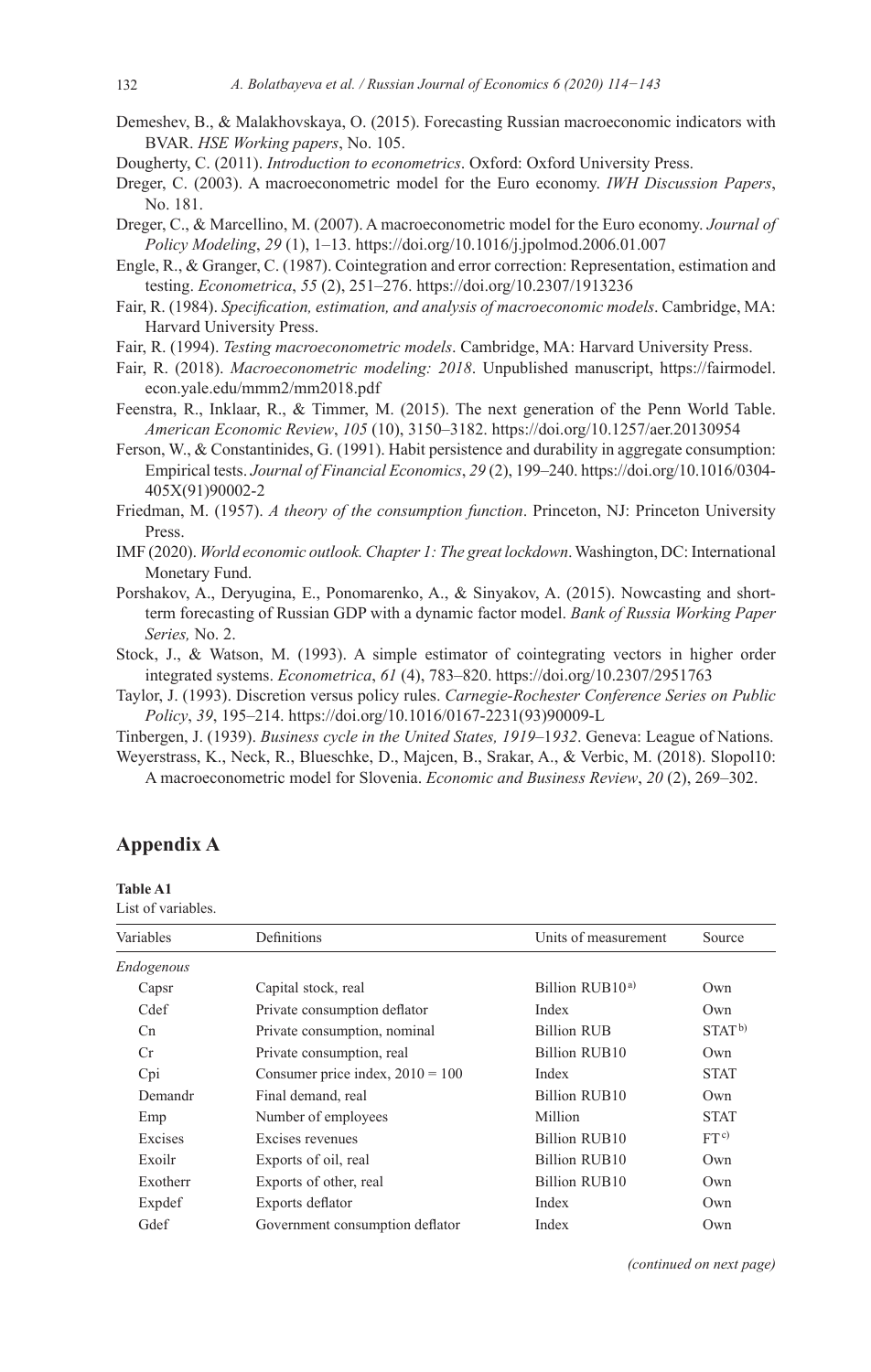Demeshev, B., & Malakhovskaya, O. (2015). Forecasting Russian macroeconomic indicators with BVAR. *HSE Working papers*, No. 105.

Dougherty, C. (2011). *Introduction to econometrics*. Oxford: Oxford University Press.

Dreger, C. (2003). A macroeconometric model for the Euro economy. *IWH Discussion Papers*, No. 181.

Dreger, C., & Marcellino, M. (2007). A macroeconometric model for the Euro economy. *Journal of Policy Modeling*, *29* (1), 1–13. https://doi.org/10.1016/j.jpolmod.2006.01.007

Engle, R., & Granger, C. (1987). Cointegration and error correction: Representation, estimation and testing. *Econometrica*, *55* (2), 251–276. https://doi.org/10.2307/1913236

Fair, R. (1984). *Specification, estimation, and analysis of macroeconomic models*. Cambridge, MA: Harvard University Press.

Fair, R. (1994). *Testing macroeconometric models*. Cambridge, MA: Harvard University Press.

Fair, R. (2018). *Macroeconometric modeling: 2018*. Unpublished manuscript, https://fairmodel.econ.yale.edu/mmm2/mm2018.pdf

Feenstra, R., Inklaar, R., & Timmer, M. (2015). The next generation of the Penn World Table. *American Economic Review*, *105* (10), 3150–3182. https://doi.org/10.1257/aer.20130954

Ferson, W., & Constantinides, G. (1991). Habit persistence and durability in aggregate consumption: Empirical tests. *Journal of Financial Economics*, *29* (2), 199–240. https://doi.org/10.1016/0304-405X(91)90002-2

Friedman, M. (1957). *A theory of the consumption function*. Princeton, NJ: Princeton University Press.

IMF (2020). *World economic outlook. Chapter 1: The great lockdown*. Washington, DC: International Monetary Fund.

Porshakov, A., Deryugina, E., Ponomarenko, A., & Sinyakov, A. (2015). Nowcasting and short-term forecasting of Russian GDP with a dynamic factor model. *Bank of Russia Working Paper Series,* No. 2.

Stock, J., & Watson, M. (1993). A simple estimator of cointegrating vectors in higher order integrated systems. *Econometrica*, *61* (4), 783–820. https://doi.org/10.2307/2951763

Taylor, J. (1993). Discretion versus policy rules. *Carnegie-Rochester Conference Series on Public Policy*, *39*, 195–214. https://doi.org/10.1016/0167-2231(93)90009-L

Tinbergen, J. (1939). *Business cycle in the United States, 1919–1932*. Geneva: League of Nations.

Weyerstrass, K., Neck, R., Blueschke, D., Majcen, B., Srakar, A., & Verbic, M. (2018). Slopol10: A macroeconometric model for Slovenia. *Economic and Business Review*, *20* (2), 269–302.

# Appendix A

**Table A1**
List of variables.

| Variables | Definitions | Units of measurement | Source |
|---|---|---|---|
| *Endogenous* | | | |
| Capsr | Capital stock, real | Billion RUB10 [a)] | Own |
| Cdef | Private consumption deflator | Index | Own |
| Cn | Private consumption, nominal | Billion RUB | STAT [b)] |
| Cr | Private consumption, real | Billion RUB10 | Own |
| Cpi | Consumer price index, 2010 = 100 | Index | STAT |
| Demandr | Final demand, real | Billion RUB10 | Own |
| Emp | Number of employees | Million | STAT |
| Excises | Excises revenues | Billion RUB10 | FT [c)] |
| Exoilr | Exports of oil, real | Billion RUB10 | Own |
| Exotherr | Exports of other, real | Billion RUB10 | Own |
| Expdef | Exports deflator | Index | Own |
| Gdef | Government consumption deflator | Index | Own |

*(continued on next page)*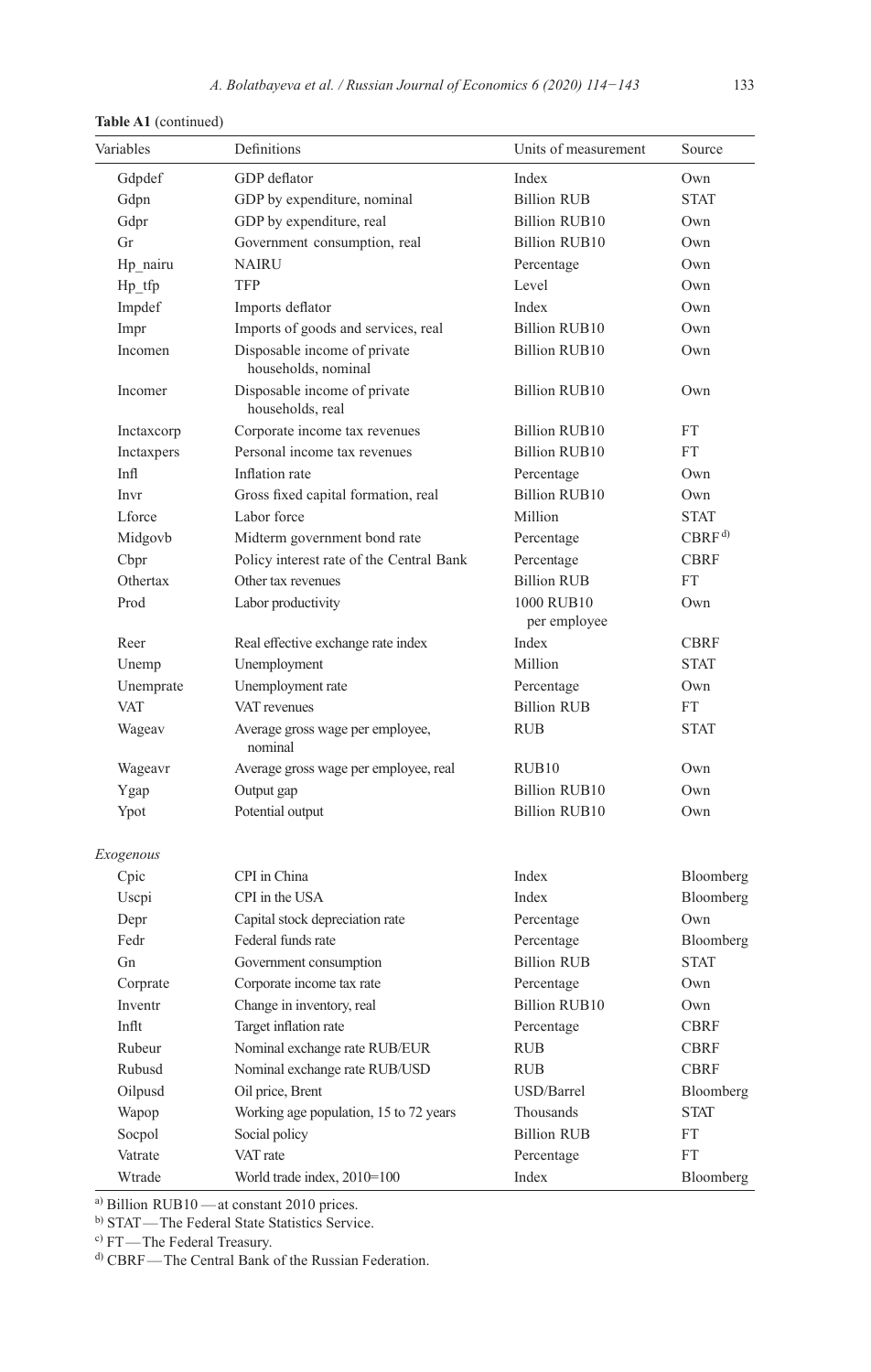**Table A1** (continued)

| Variables | Definitions | Units of measurement | Source |
|---|---|---|---|
| Gdpdef | GDP deflator | Index | Own |
| Gdpn | GDP by expenditure, nominal | Billion RUB | STAT |
| Gdpr | GDP by expenditure, real | Billion RUB10 | Own |
| Gr | Government consumption, real | Billion RUB10 | Own |
| Hp_nairu | NAIRU | Percentage | Own |
| Hp_tfp | TFP | Level | Own |
| Impdef | Imports deflator | Index | Own |
| Impr | Imports of goods and services, real | Billion RUB10 | Own |
| Incomen | Disposable income of private households, nominal | Billion RUB10 | Own |
| Incomer | Disposable income of private households, real | Billion RUB10 | Own |
| Inctaxcorp | Corporate income tax revenues | Billion RUB10 | FT |
| Inctaxpers | Personal income tax revenues | Billion RUB10 | FT |
| Infl | Inflation rate | Percentage | Own |
| Invr | Gross fixed capital formation, real | Billion RUB10 | Own |
| Lforce | Labor force | Million | STAT |
| Midgovb | Midterm government bond rate | Percentage | CBRF[d] |
| Cbpr | Policy interest rate of the Central Bank | Percentage | CBRF |
| Othertax | Other tax revenues | Billion RUB | FT |
| Prod | Labor productivity | 1000 RUB10 per employee | Own |
| Reer | Real effective exchange rate index | Index | CBRF |
| Unemp | Unemployment | Million | STAT |
| Unemprate | Unemployment rate | Percentage | Own |
| VAT | VAT revenues | Billion RUB | FT |
| Wageav | Average gross wage per employee, nominal | RUB | STAT |
| Wageavr | Average gross wage per employee, real | RUB10 | Own |
| Ygap | Output gap | Billion RUB10 | Own |
| Ypot | Potential output | Billion RUB10 | Own |
| *Exogenous* | | | |
| Cpic | CPI in China | Index | Bloomberg |
| Uscpi | CPI in the USA | Index | Bloomberg |
| Depr | Capital stock depreciation rate | Percentage | Own |
| Fedr | Federal funds rate | Percentage | Bloomberg |
| Gn | Government consumption | Billion RUB | STAT |
| Corprate | Corporate income tax rate | Percentage | Own |
| Inventr | Change in inventory, real | Billion RUB10 | Own |
| Inflt | Target inflation rate | Percentage | CBRF |
| Rubeur | Nominal exchange rate RUB/EUR | RUB | CBRF |
| Rubusd | Nominal exchange rate RUB/USD | RUB | CBRF |
| Oilpusd | Oil price, Brent | USD/Barrel | Bloomberg |
| Wapop | Working age population, 15 to 72 years | Thousands | STAT |
| Socpol | Social policy | Billion RUB | FT |
| Vatrate | VAT rate | Percentage | FT |
| Wtrade | World trade index, 2010=100 | Index | Bloomberg |

[a] Billion RUB10 — at constant 2010 prices.
[b] STAT — The Federal State Statistics Service.
[c] FT — The Federal Treasury.
[d] CBRF — The Central Bank of the Russian Federation.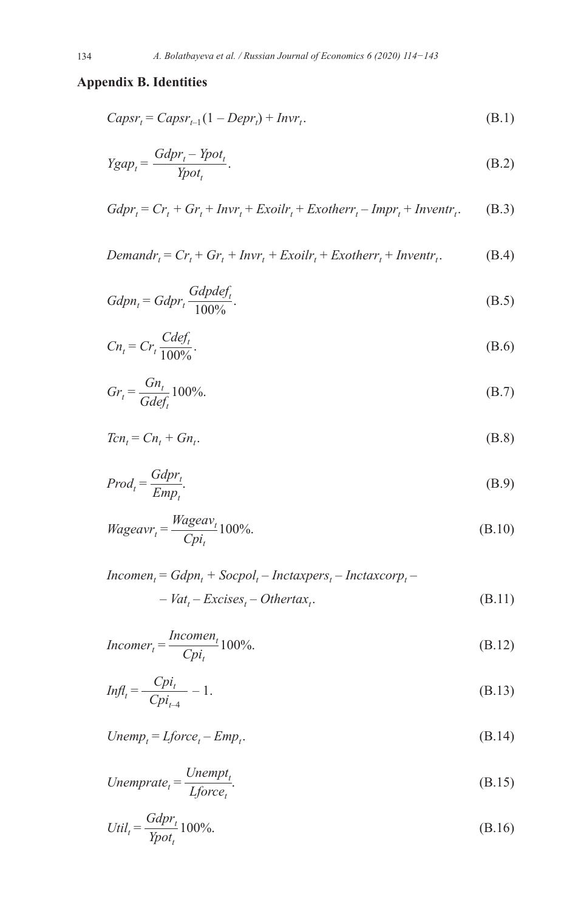## Appendix B. Identities

$$Capsr_t = Capsr_{t-1}(1 - Depr_t) + Invr_t. \tag{B.1}$$

$$Ygap_t = \frac{Gdpr_t - Ypot_t}{Ypot_t}. \tag{B.2}$$

$$Gdpr_t = Cr_t + Gr_t + Invr_t + Exoilr_t + Exotherr_t - Impr_t + Inventr_t. \tag{B.3}$$

$$Demandr_t = Cr_t + Gr_t + Invr_t + Exoilr_t + Exotherr_t + Inventr_t. \tag{B.4}$$

$$Gdpn_t = Gdpr_t \frac{Gdpdef_t}{100\%}. \tag{B.5}$$

$$Cn_t = Cr_t \frac{Cdef_t}{100\%}. \tag{B.6}$$

$$Gr_t = \frac{Gn_t}{Gdef_t} 100\%. \tag{B.7}$$

$$Tcn_t = Cn_t + Gn_t. \tag{B.8}$$

$$Prod_t = \frac{Gdpr_t}{Emp_t}. \tag{B.9}$$

$$Wageavr_t = \frac{Wageav_t}{Cpi_t} 100\%. \tag{B.10}$$

$$\begin{aligned} Incomen_t = {} & Gdpn_t + Socpol_t - Inctaxpers_t - Inctaxcorp_t - \\ & - Vat_t - Excises_t - Othertax_t. \end{aligned} \tag{B.11}$$

$$Incomer_t = \frac{Incomen_t}{Cpi_t} 100\%. \tag{B.12}$$

$$Infl_t = \frac{Cpi_t}{Cpi_{t-4}} - 1. \tag{B.13}$$

$$Unemp_t = Lforce_t - Emp_t. \tag{B.14}$$

$$Unemprate_t = \frac{Unempt_t}{Lforce_t}. \tag{B.15}$$

$$Util_t = \frac{Gdpr_t}{Ypot_t} 100\%. \tag{B.16}$$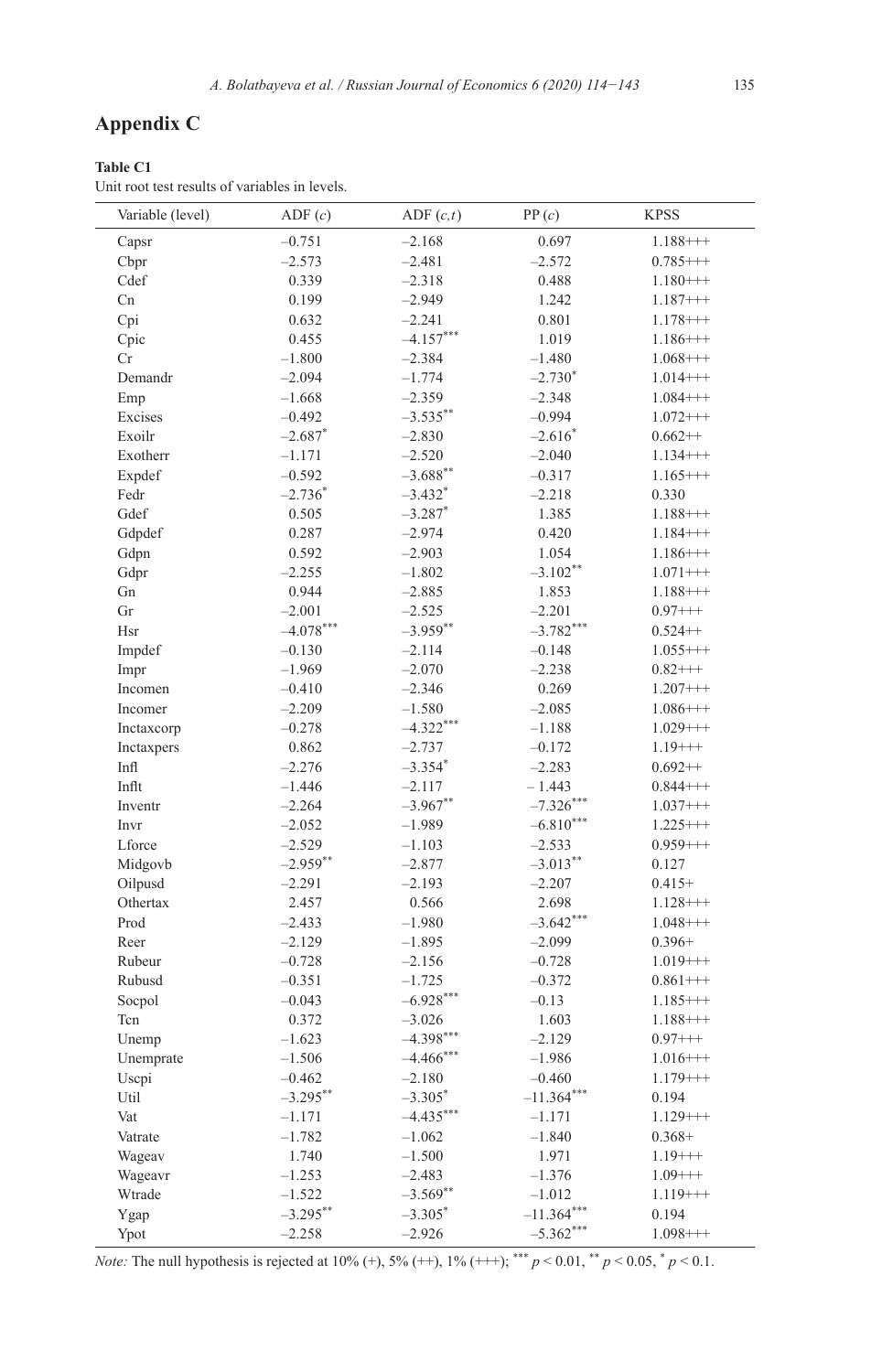# Appendix C

**Table C1**
Unit root test results of variables in levels.

| Variable (level) | ADF ($c$) | ADF ($c,t$) | PP ($c$) | KPSS |
|---|---|---|---|---|
| Capsr | –0.751 | –2.168 | 0.697 | 1.188+++ |
| Cbpr | –2.573 | –2.481 | –2.572 | 0.785+++ |
| Cdef | 0.339 | –2.318 | 0.488 | 1.180+++ |
| Cn | 0.199 | –2.949 | 1.242 | 1.187+++ |
| Cpi | 0.632 | –2.241 | 0.801 | 1.178+++ |
| Cpic | 0.455 | –4.157*** | 1.019 | 1.186+++ |
| Cr | –1.800 | –2.384 | –1.480 | 1.068+++ |
| Demandr | –2.094 | –1.774 | –2.730* | 1.014+++ |
| Emp | –1.668 | –2.359 | –2.348 | 1.084+++ |
| Excises | –0.492 | –3.535** | –0.994 | 1.072+++ |
| Exoilr | –2.687* | –2.830 | –2.616* | 0.662++ |
| Exotherr | –1.171 | –2.520 | –2.040 | 1.134+++ |
| Expdef | –0.592 | –3.688** | –0.317 | 1.165+++ |
| Fedr | –2.736* | –3.432* | –2.218 | 0.330 |
| Gdef | 0.505 | –3.287* | 1.385 | 1.188+++ |
| Gdpdef | 0.287 | –2.974 | 0.420 | 1.184+++ |
| Gdpn | 0.592 | –2.903 | 1.054 | 1.186+++ |
| Gdpr | –2.255 | –1.802 | –3.102** | 1.071+++ |
| Gn | 0.944 | –2.885 | 1.853 | 1.188+++ |
| Gr | –2.001 | –2.525 | –2.201 | 0.97+++ |
| Hsr | –4.078*** | –3.959** | –3.782*** | 0.524++ |
| Impdef | –0.130 | –2.114 | –0.148 | 1.055+++ |
| Impr | –1.969 | –2.070 | –2.238 | 0.82+++ |
| Incomen | –0.410 | –2.346 | 0.269 | 1.207+++ |
| Incomer | –2.209 | –1.580 | –2.085 | 1.086+++ |
| Inctaxcorp | –0.278 | –4.322*** | –1.188 | 1.029+++ |
| Inctaxpers | 0.862 | –2.737 | –0.172 | 1.19+++ |
| Infl | –2.276 | –3.354* | –2.283 | 0.692++ |
| Inflt | –1.446 | –2.117 | – 1.443 | 0.844+++ |
| Inventr | –2.264 | –3.967** | –7.326*** | 1.037+++ |
| Invr | –2.052 | –1.989 | –6.810*** | 1.225+++ |
| Lforce | –2.529 | –1.103 | –2.533 | 0.959+++ |
| Midgovb | –2.959** | –2.877 | –3.013** | 0.127 |
| Oilpusd | –2.291 | –2.193 | –2.207 | 0.415+ |
| Othertax | 2.457 | 0.566 | 2.698 | 1.128+++ |
| Prod | –2.433 | –1.980 | –3.642*** | 1.048+++ |
| Reer | –2.129 | –1.895 | –2.099 | 0.396+ |
| Rubeur | –0.728 | –2.156 | –0.728 | 1.019+++ |
| Rubusd | –0.351 | –1.725 | –0.372 | 0.861+++ |
| Socpol | –0.043 | –6.928*** | –0.13 | 1.185+++ |
| Tcn | 0.372 | –3.026 | 1.603 | 1.188+++ |
| Unemp | –1.623 | –4.398*** | –2.129 | 0.97+++ |
| Unemprate | –1.506 | –4.466*** | –1.986 | 1.016+++ |
| Uscpi | –0.462 | –2.180 | –0.460 | 1.179+++ |
| Util | –3.295** | –3.305* | –11.364*** | 0.194 |
| Vat | –1.171 | –4.435*** | –1.171 | 1.129+++ |
| Vatrate | –1.782 | –1.062 | –1.840 | 0.368+ |
| Wageav | 1.740 | –1.500 | 1.971 | 1.19+++ |
| Wageavr | –1.253 | –2.483 | –1.376 | 1.09+++ |
| Wtrade | –1.522 | –3.569** | –1.012 | 1.119+++ |
| Ygap | –3.295** | –3.305* | –11.364*** | 0.194 |
| Ypot | –2.258 | –2.926 | –5.362*** | 1.098+++ |

*Note:* The null hypothesis is rejected at 10% (+), 5% (++), 1% (+++); *** $p < 0.01$, ** $p < 0.05$, * $p < 0.1$.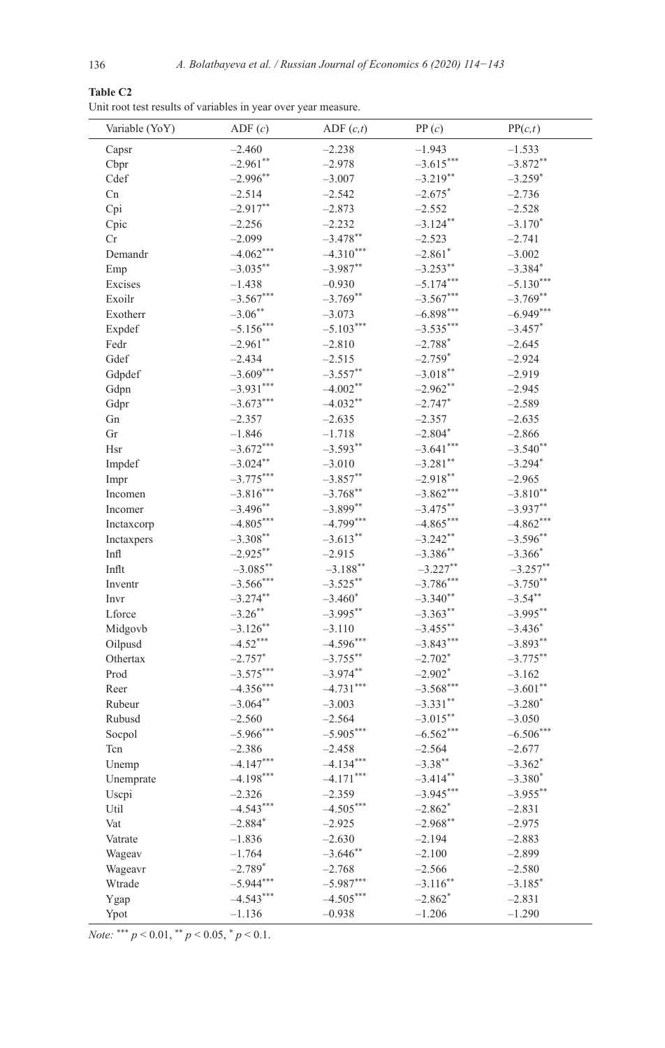**Table C2**

Unit root test results of variables in year over year measure.

| Variable (YoY) | ADF $(c)$ | ADF $(c,t)$ | PP $(c)$ | PP$(c,t)$ |
|---|---|---|---|---|
| Capsr | –2.460 | –2.238 | –1.943 | –1.533 |
| Cbpr | $-2.961^{**}$ | –2.978 | $-3.615^{***}$ | $-3.872^{**}$ |
| Cdef | $-2.996^{**}$ | –3.007 | $-3.219^{**}$ | $-3.259^{*}$ |
| Cn | –2.514 | –2.542 | $-2.675^{*}$ | –2.736 |
| Cpi | $-2.917^{**}$ | –2.873 | –2.552 | –2.528 |
| Cpic | –2.256 | –2.232 | $-3.124^{**}$ | $-3.170^{*}$ |
| Cr | –2.099 | $-3.478^{**}$ | –2.523 | –2.741 |
| Demandr | $-4.062^{***}$ | $-4.310^{***}$ | $-2.861^{*}$ | –3.002 |
| Emp | $-3.035^{**}$ | $-3.987^{**}$ | $-3.253^{**}$ | $-3.384^{*}$ |
| Excises | –1.438 | –0.930 | $-5.174^{***}$ | $-5.130^{***}$ |
| Exoilr | $-3.567^{***}$ | $-3.769^{**}$ | $-3.567^{***}$ | $-3.769^{**}$ |
| Exotherr | $-3.06^{**}$ | –3.073 | $-6.898^{***}$ | $-6.949^{***}$ |
| Expdef | $-5.156^{***}$ | $-5.103^{***}$ | $-3.535^{***}$ | $-3.457^{*}$ |
| Fedr | $-2.961^{**}$ | –2.810 | $-2.788^{*}$ | –2.645 |
| Gdef | –2.434 | –2.515 | $-2.759^{*}$ | –2.924 |
| Gdpdef | $-3.609^{***}$ | $-3.557^{**}$ | $-3.018^{**}$ | –2.919 |
| Gdpn | $-3.931^{***}$ | $-4.002^{**}$ | $-2.962^{**}$ | –2.945 |
| Gdpr | $-3.673^{***}$ | $-4.032^{**}$ | $-2.747^{*}$ | –2.589 |
| Gn | –2.357 | –2.635 | –2.357 | –2.635 |
| Gr | –1.846 | –1.718 | $-2.804^{*}$ | –2.866 |
| Hsr | $-3.672^{***}$ | $-3.593^{**}$ | $-3.641^{***}$ | $-3.540^{**}$ |
| Impdef | $-3.024^{**}$ | –3.010 | $-3.281^{**}$ | $-3.294^{*}$ |
| Impr | $-3.775^{***}$ | $-3.857^{**}$ | $-2.918^{**}$ | –2.965 |
| Incomen | $-3.816^{***}$ | $-3.768^{**}$ | $-3.862^{***}$ | $-3.810^{**}$ |
| Incomer | $-3.496^{**}$ | $-3.899^{**}$ | $-3.475^{**}$ | $-3.937^{**}$ |
| Inctaxcorp | $-4.805^{***}$ | $-4.799^{***}$ | $-4.865^{***}$ | $-4.862^{***}$ |
| Inctaxpers | $-3.308^{**}$ | $-3.613^{**}$ | $-3.242^{**}$ | $-3.596^{**}$ |
| Infl | $-2.925^{**}$ | –2.915 | $-3.386^{**}$ | $-3.366^{*}$ |
| Inflt | $-3.085^{**}$ | $-3.188^{**}$ | $-3.227^{**}$ | $-3.257^{**}$ |
| Inventr | $-3.566^{***}$ | $-3.525^{**}$ | $-3.786^{***}$ | $-3.750^{**}$ |
| Invr | $-3.274^{**}$ | $-3.460^{*}$ | $-3.340^{**}$ | $-3.54^{**}$ |
| Lforce | $-3.26^{**}$ | $-3.995^{**}$ | $-3.363^{**}$ | $-3.995^{**}$ |
| Midgovb | $-3.126^{**}$ | –3.110 | $-3.455^{**}$ | $-3.436^{*}$ |
| Oilpusd | $-4.52^{***}$ | $-4.596^{***}$ | $-3.843^{***}$ | $-3.893^{**}$ |
| Othertax | $-2.757^{*}$ | $-3.755^{**}$ | $-2.702^{*}$ | $-3.775^{**}$ |
| Prod | $-3.575^{***}$ | $-3.974^{**}$ | $-2.902^{*}$ | –3.162 |
| Reer | $-4.356^{***}$ | $-4.731^{***}$ | $-3.568^{***}$ | $-3.601^{**}$ |
| Rubeur | $-3.064^{**}$ | –3.003 | $-3.331^{**}$ | $-3.280^{*}$ |
| Rubusd | –2.560 | –2.564 | $-3.015^{**}$ | –3.050 |
| Socpol | $-5.966^{***}$ | $-5.905^{***}$ | $-6.562^{***}$ | $-6.506^{***}$ |
| Tcn | –2.386 | –2.458 | –2.564 | –2.677 |
| Unemp | $-4.147^{***}$ | $-4.134^{***}$ | $-3.38^{**}$ | $-3.362^{*}$ |
| Unemprate | $-4.198^{***}$ | $-4.171^{***}$ | $-3.414^{**}$ | $-3.380^{*}$ |
| Uscpi | –2.326 | –2.359 | $-3.945^{***}$ | $-3.955^{**}$ |
| Util | $-4.543^{***}$ | $-4.505^{***}$ | $-2.862^{*}$ | –2.831 |
| Vat | $-2.884^{*}$ | –2.925 | $-2.968^{**}$ | –2.975 |
| Vatrate | –1.836 | –2.630 | –2.194 | –2.883 |
| Wageav | –1.764 | $-3.646^{**}$ | –2.100 | –2.899 |
| Wageavr | $-2.789^{*}$ | –2.768 | –2.566 | –2.580 |
| Wtrade | $-5.944^{***}$ | $-5.987^{***}$ | $-3.116^{**}$ | $-3.185^{*}$ |
| Ygap | $-4.543^{***}$ | $-4.505^{***}$ | $-2.862^{*}$ | –2.831 |
| Ypot | –1.136 | –0.938 | –1.206 | –1.290 |

*Note:* $^{***}$ $p < 0.01$, $^{**}$ $p < 0.05$, $^{*}$ $p < 0.1$.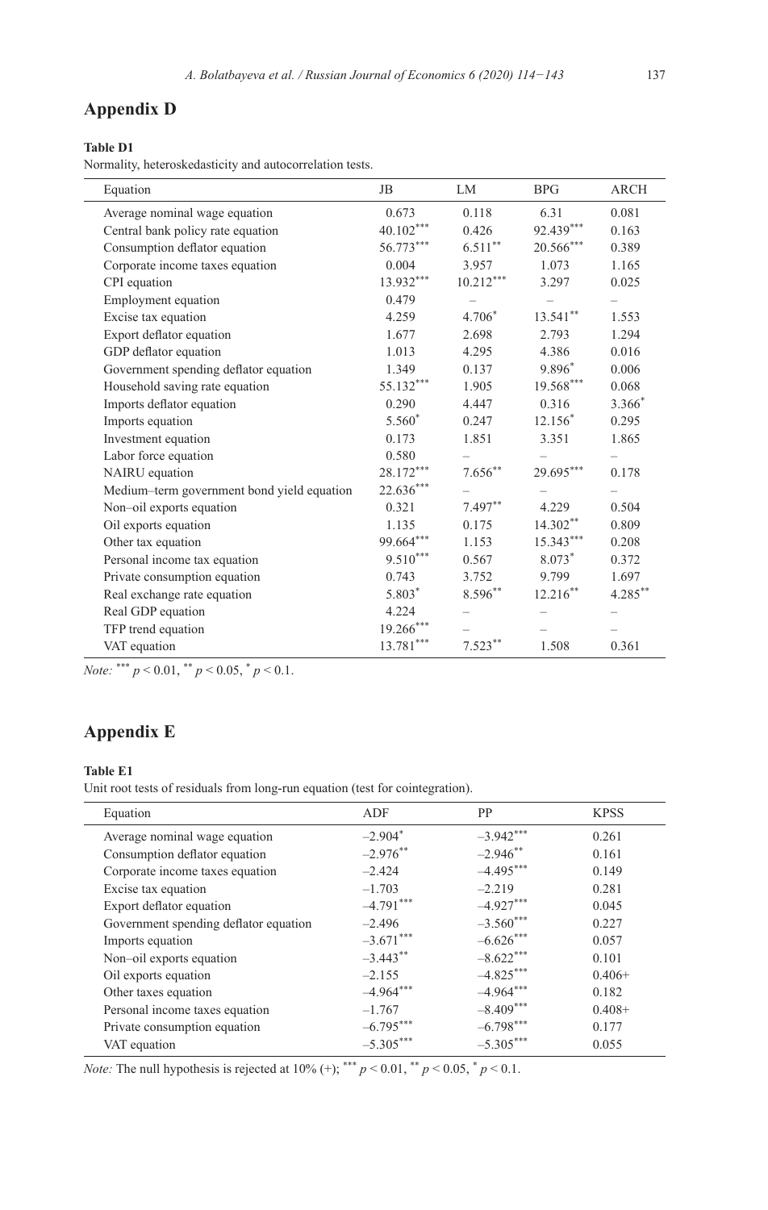## Appendix D

**Table D1**

Normality, heteroskedasticity and autocorrelation tests.

| Equation | JB | LM | BPG | ARCH |
|---|---|---|---|---|
| Average nominal wage equation | 0.673 | 0.118 | 6.31 | 0.081 |
| Central bank policy rate equation | 40.102*** | 0.426 | 92.439*** | 0.163 |
| Consumption deflator equation | 56.773*** | 6.511** | 20.566*** | 0.389 |
| Corporate income taxes equation | 0.004 | 3.957 | 1.073 | 1.165 |
| CPI equation | 13.932*** | 10.212*** | 3.297 | 0.025 |
| Employment equation | 0.479 | – | – | – |
| Excise tax equation | 4.259 | 4.706* | 13.541** | 1.553 |
| Export deflator equation | 1.677 | 2.698 | 2.793 | 1.294 |
| GDP deflator equation | 1.013 | 4.295 | 4.386 | 0.016 |
| Government spending deflator equation | 1.349 | 0.137 | 9.896* | 0.006 |
| Household saving rate equation | 55.132*** | 1.905 | 19.568*** | 0.068 |
| Imports deflator equation | 0.290 | 4.447 | 0.316 | 3.366* |
| Imports equation | 5.560* | 0.247 | 12.156* | 0.295 |
| Investment equation | 0.173 | 1.851 | 3.351 | 1.865 |
| Labor force equation | 0.580 | – | – | – |
| NAIRU equation | 28.172*** | 7.656** | 29.695*** | 0.178 |
| Medium–term government bond yield equation | 22.636*** | – | – | – |
| Non–oil exports equation | 0.321 | 7.497** | 4.229 | 0.504 |
| Oil exports equation | 1.135 | 0.175 | 14.302** | 0.809 |
| Other tax equation | 99.664*** | 1.153 | 15.343*** | 0.208 |
| Personal income tax equation | 9.510*** | 0.567 | 8.073* | 0.372 |
| Private consumption equation | 0.743 | 3.752 | 9.799 | 1.697 |
| Real exchange rate equation | 5.803* | 8.596** | 12.216** | 4.285** |
| Real GDP equation | 4.224 | – | – | – |
| TFP trend equation | 19.266*** | – | – | – |
| VAT equation | 13.781*** | 7.523** | 1.508 | 0.361 |

*Note:* *** $p < 0.01$, ** $p < 0.05$, * $p < 0.1$.

## Appendix E

**Table E1**

Unit root tests of residuals from long-run equation (test for cointegration).

| Equation | ADF | PP | KPSS |
|---|---|---|---|
| Average nominal wage equation | –2.904* | –3.942*** | 0.261 |
| Consumption deflator equation | –2.976** | –2.946** | 0.161 |
| Corporate income taxes equation | –2.424 | –4.495*** | 0.149 |
| Excise tax equation | –1.703 | –2.219 | 0.281 |
| Export deflator equation | –4.791*** | –4.927*** | 0.045 |
| Government spending deflator equation | –2.496 | –3.560*** | 0.227 |
| Imports equation | –3.671*** | –6.626*** | 0.057 |
| Non–oil exports equation | –3.443** | –8.622*** | 0.101 |
| Oil exports equation | –2.155 | –4.825*** | 0.406+ |
| Other taxes equation | –4.964*** | –4.964*** | 0.182 |
| Personal income taxes equation | –1.767 | –8.409*** | 0.408+ |
| Private consumption equation | –6.795*** | –6.798*** | 0.177 |
| VAT equation | –5.305*** | –5.305*** | 0.055 |

*Note:* The null hypothesis is rejected at 10% (+); *** $p < 0.01$, ** $p < 0.05$, * $p < 0.1$.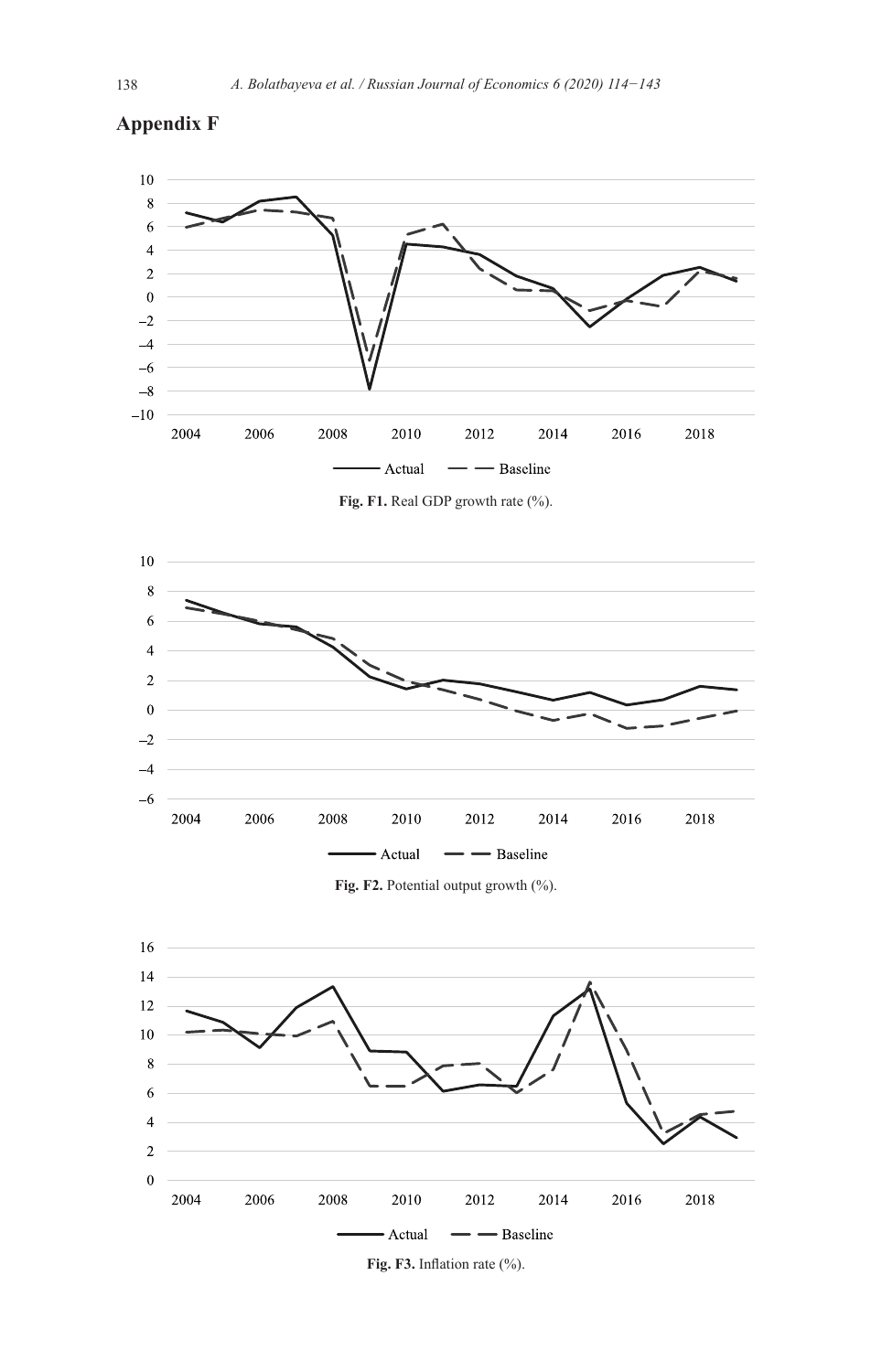# Appendix F

Fig. F1. Real GDP growth rate (%).

Fig. F2. Potential output growth (%).

Fig. F3. Inflation rate (%).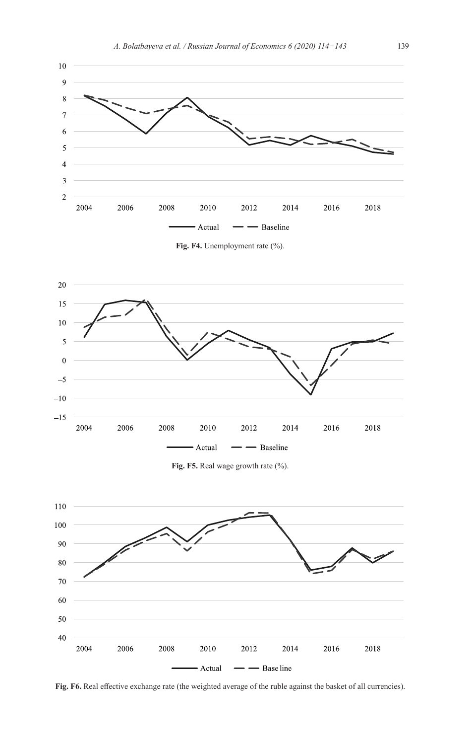Fig. F4. Unemployment rate (%).

Fig. F5. Real wage growth rate (%).

Fig. F6. Real effective exchange rate (the weighted average of the ruble against the basket of all currencies).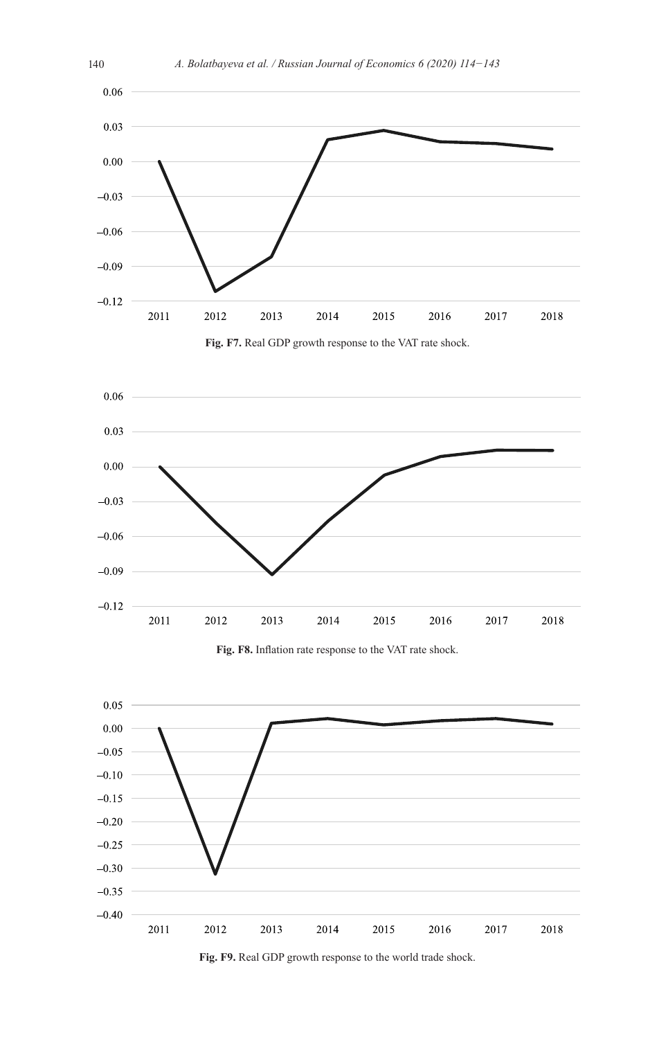Fig. F7. Real GDP growth response to the VAT rate shock.

Fig. F8. Inflation rate response to the VAT rate shock.

Fig. F9. Real GDP growth response to the world trade shock.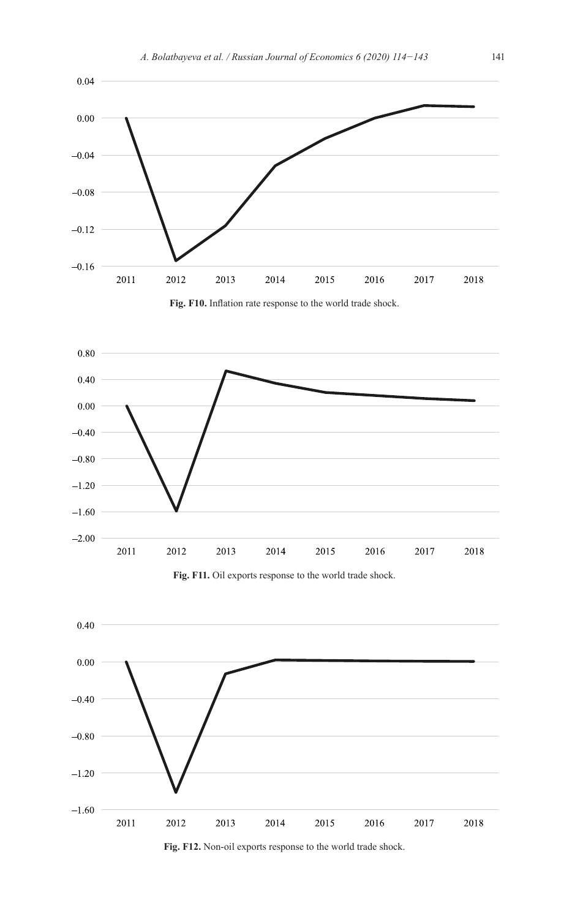Fig. F10. Inflation rate response to the world trade shock.

Fig. F11. Oil exports response to the world trade shock.

Fig. F12. Non-oil exports response to the world trade shock.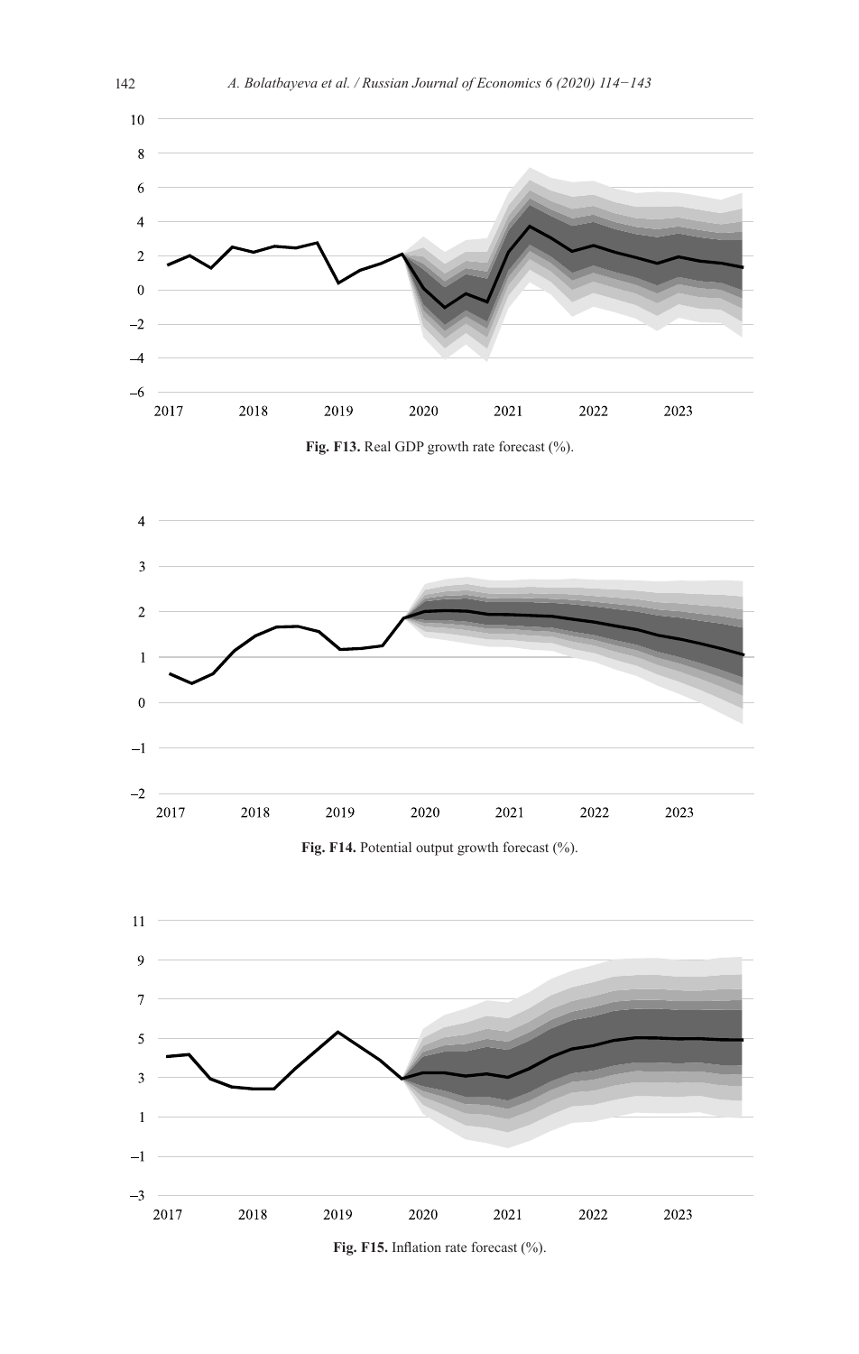Fig. F13. Real GDP growth rate forecast (%).

Fig. F14. Potential output growth forecast (%).

Fig. F15. Inflation rate forecast (%).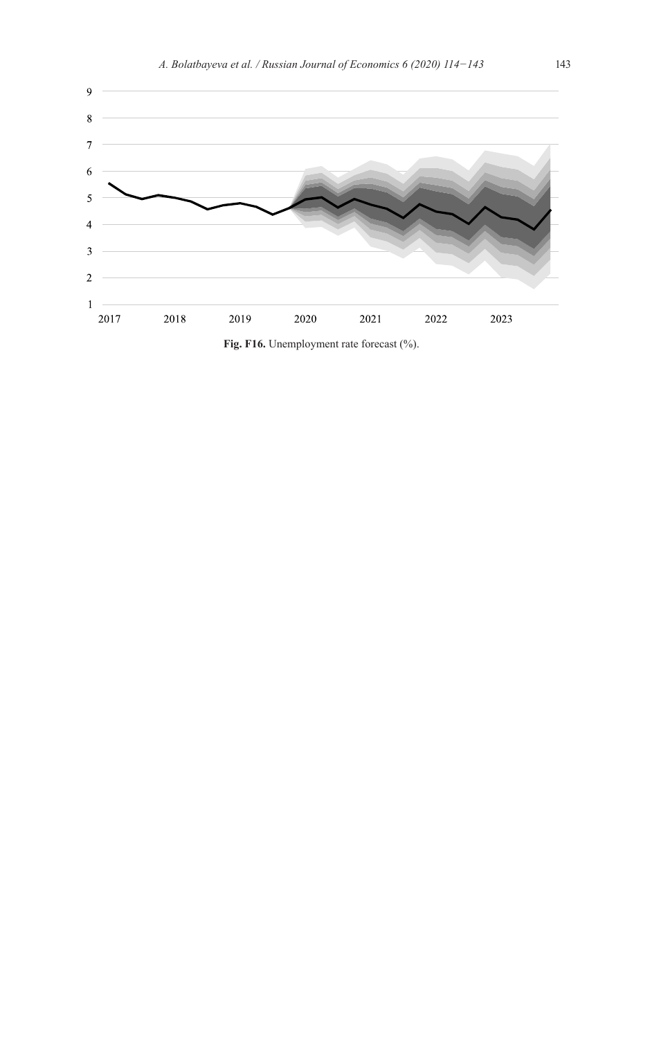9
8
7
6
5
4
3
2
1
2017 2018 2019 2020 2021 2022 2023

**Fig. F16.** Unemployment rate forecast (%).